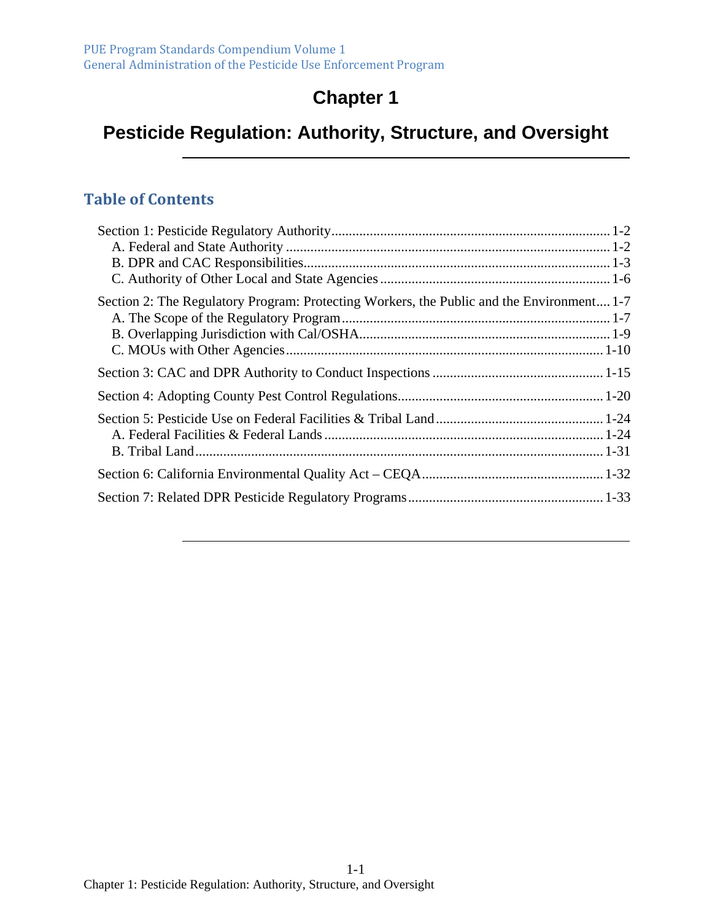# Chapter 1

# Pesticide Regulation: Authority, Structure, and Oversight

## Table of Contents

Section 1: Pesticide Regulatory Authority ... 1-2
- A. Federal and State Authority ... 1-2
- B. DPR and CAC Responsibilities ... 1-3
- C. Authority of Other Local and State Agencies ... 1-6

Section 2: The Regulatory Program: Protecting Workers, the Public and the Environment ... 1-7
- A. The Scope of the Regulatory Program ... 1-7
- B. Overlapping Jurisdiction with Cal/OSHA ... 1-9
- C. MOUs with Other Agencies ... 1-10

Section 3: CAC and DPR Authority to Conduct Inspections ... 1-15

Section 4: Adopting County Pest Control Regulations ... 1-20

Section 5: Pesticide Use on Federal Facilities & Tribal Land ... 1-24
- A. Federal Facilities & Federal Lands ... 1-24
- B. Tribal Land ... 1-31

Section 6: California Environmental Quality Act – CEQA ... 1-32

Section 7: Related DPR Pesticide Regulatory Programs ... 1-33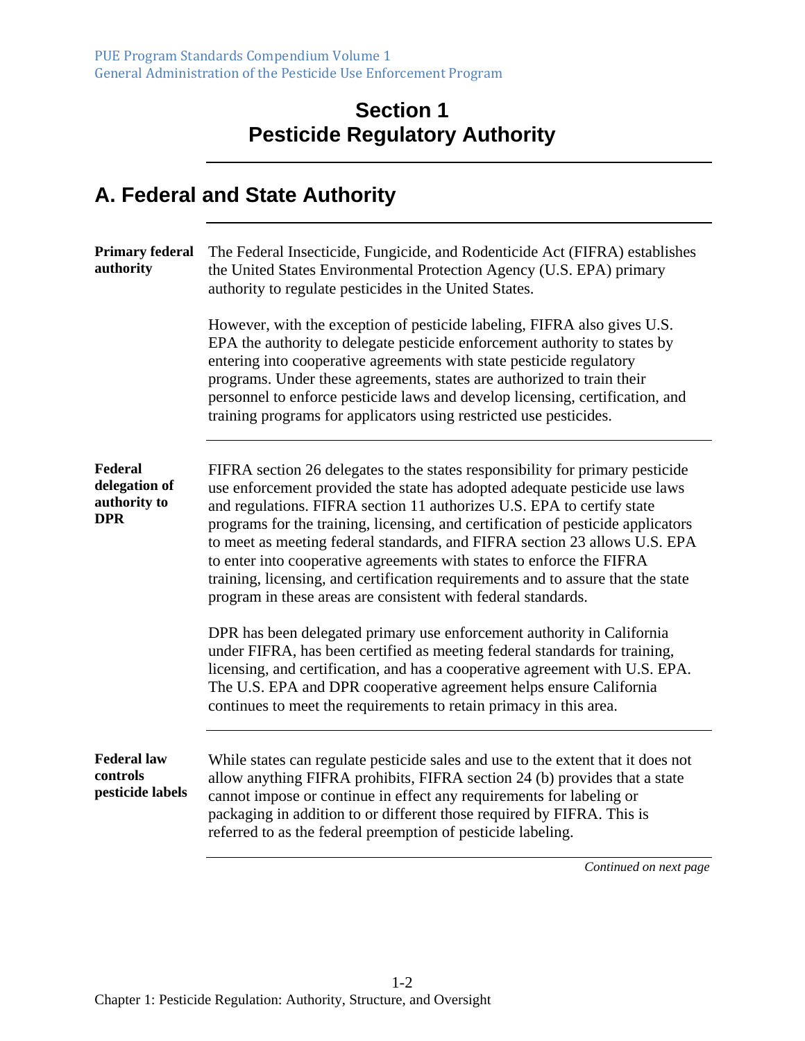# Section 1
# Pesticide Regulatory Authority

## A. Federal and State Authority

**Primary federal authority**

The Federal Insecticide, Fungicide, and Rodenticide Act (FIFRA) establishes the United States Environmental Protection Agency (U.S. EPA) primary authority to regulate pesticides in the United States.

However, with the exception of pesticide labeling, FIFRA also gives U.S. EPA the authority to delegate pesticide enforcement authority to states by entering into cooperative agreements with state pesticide regulatory programs. Under these agreements, states are authorized to train their personnel to enforce pesticide laws and develop licensing, certification, and training programs for applicators using restricted use pesticides.

**Federal delegation of authority to DPR**

FIFRA section 26 delegates to the states responsibility for primary pesticide use enforcement provided the state has adopted adequate pesticide use laws and regulations. FIFRA section 11 authorizes U.S. EPA to certify state programs for the training, licensing, and certification of pesticide applicators to meet as meeting federal standards, and FIFRA section 23 allows U.S. EPA to enter into cooperative agreements with states to enforce the FIFRA training, licensing, and certification requirements and to assure that the state program in these areas are consistent with federal standards.

DPR has been delegated primary use enforcement authority in California under FIFRA, has been certified as meeting federal standards for training, licensing, and certification, and has a cooperative agreement with U.S. EPA. The U.S. EPA and DPR cooperative agreement helps ensure California continues to meet the requirements to retain primacy in this area.

**Federal law controls pesticide labels**

While states can regulate pesticide sales and use to the extent that it does not allow anything FIFRA prohibits, FIFRA section 24 (b) provides that a state cannot impose or continue in effect any requirements for labeling or packaging in addition to or different those required by FIFRA. This is referred to as the federal preemption of pesticide labeling.

*Continued on next page*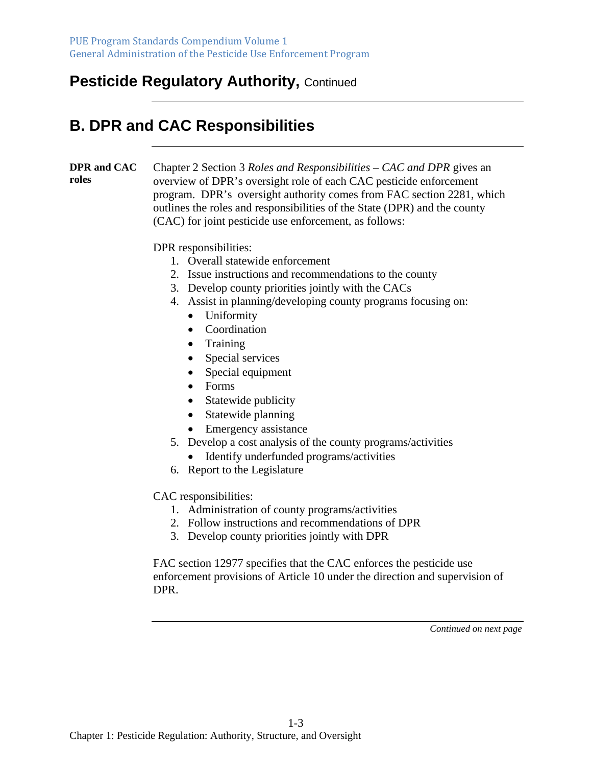# Pesticide Regulatory Authority, Continued

## B. DPR and CAC Responsibilities

**DPR and CAC roles**

Chapter 2 Section 3 *Roles and Responsibilities – CAC and DPR* gives an overview of DPR's oversight role of each CAC pesticide enforcement program. DPR's oversight authority comes from FAC section 2281, which outlines the roles and responsibilities of the State (DPR) and the county (CAC) for joint pesticide use enforcement, as follows:

DPR responsibilities:

1. Overall statewide enforcement
2. Issue instructions and recommendations to the county
3. Develop county priorities jointly with the CACs
4. Assist in planning/developing county programs focusing on:
   - Uniformity
   - Coordination
   - Training
   - Special services
   - Special equipment
   - Forms
   - Statewide publicity
   - Statewide planning
   - Emergency assistance
5. Develop a cost analysis of the county programs/activities
   - Identify underfunded programs/activities
6. Report to the Legislature

CAC responsibilities:

1. Administration of county programs/activities
2. Follow instructions and recommendations of DPR
3. Develop county priorities jointly with DPR

FAC section 12977 specifies that the CAC enforces the pesticide use enforcement provisions of Article 10 under the direction and supervision of DPR.

*Continued on next page*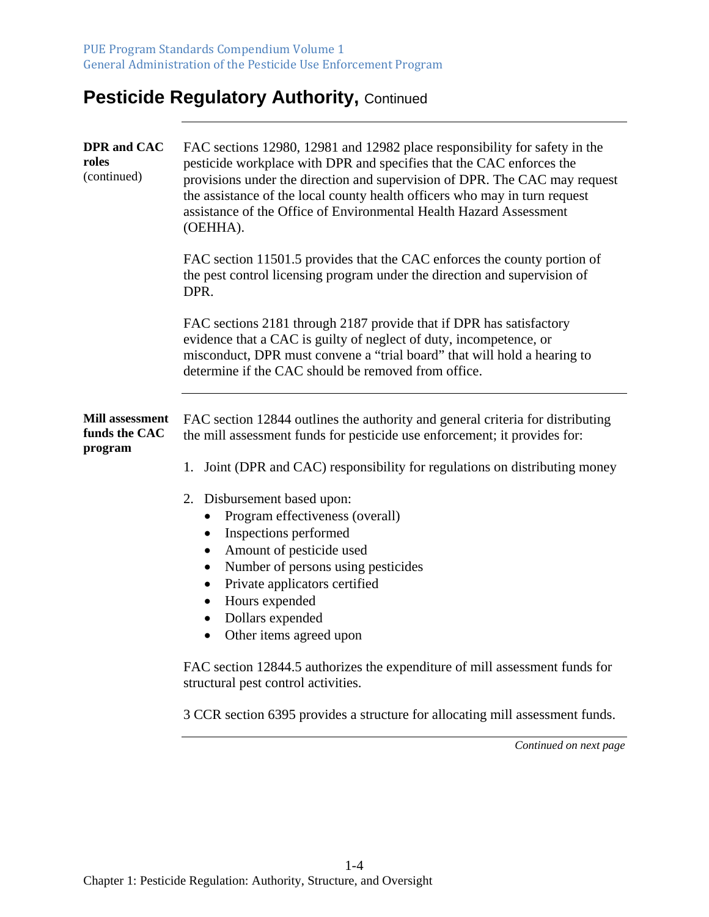# Pesticide Regulatory Authority, Continued

**DPR and CAC roles** (continued)

FAC sections 12980, 12981 and 12982 place responsibility for safety in the pesticide workplace with DPR and specifies that the CAC enforces the provisions under the direction and supervision of DPR. The CAC may request the assistance of the local county health officers who may in turn request assistance of the Office of Environmental Health Hazard Assessment (OEHHA).

FAC section 11501.5 provides that the CAC enforces the county portion of the pest control licensing program under the direction and supervision of DPR.

FAC sections 2181 through 2187 provide that if DPR has satisfactory evidence that a CAC is guilty of neglect of duty, incompetence, or misconduct, DPR must convene a "trial board" that will hold a hearing to determine if the CAC should be removed from office.

**Mill assessment funds the CAC program**

FAC section 12844 outlines the authority and general criteria for distributing the mill assessment funds for pesticide use enforcement; it provides for:

1. Joint (DPR and CAC) responsibility for regulations on distributing money
2. Disbursement based upon:
   - Program effectiveness (overall)
   - Inspections performed
   - Amount of pesticide used
   - Number of persons using pesticides
   - Private applicators certified
   - Hours expended
   - Dollars expended
   - Other items agreed upon

FAC section 12844.5 authorizes the expenditure of mill assessment funds for structural pest control activities.

3 CCR section 6395 provides a structure for allocating mill assessment funds.

*Continued on next page*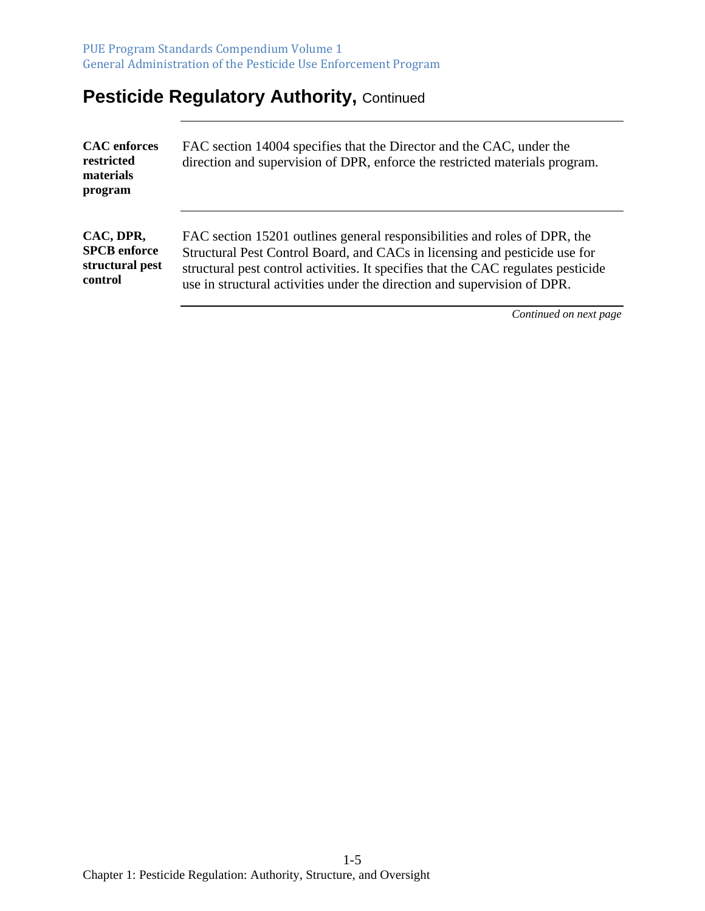# Pesticide Regulatory Authority, Continued

**CAC enforces restricted materials program**

FAC section 14004 specifies that the Director and the CAC, under the direction and supervision of DPR, enforce the restricted materials program.

**CAC, DPR, SPCB enforce structural pest control**

FAC section 15201 outlines general responsibilities and roles of DPR, the Structural Pest Control Board, and CACs in licensing and pesticide use for structural pest control activities. It specifies that the CAC regulates pesticide use in structural activities under the direction and supervision of DPR.

*Continued on next page*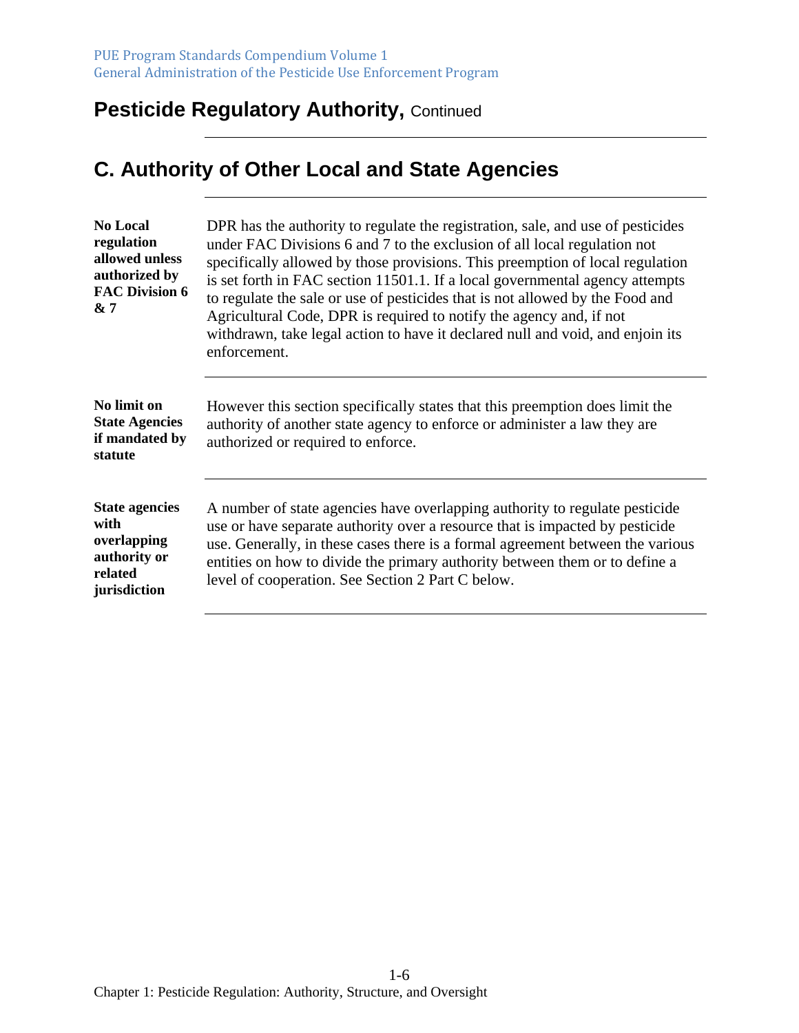## Pesticide Regulatory Authority, Continued

## C. Authority of Other Local and State Agencies

**No Local regulation allowed unless authorized by FAC Division 6 & 7**

DPR has the authority to regulate the registration, sale, and use of pesticides under FAC Divisions 6 and 7 to the exclusion of all local regulation not specifically allowed by those provisions. This preemption of local regulation is set forth in FAC section 11501.1. If a local governmental agency attempts to regulate the sale or use of pesticides that is not allowed by the Food and Agricultural Code, DPR is required to notify the agency and, if not withdrawn, take legal action to have it declared null and void, and enjoin its enforcement.

**No limit on State Agencies if mandated by statute**

However this section specifically states that this preemption does limit the authority of another state agency to enforce or administer a law they are authorized or required to enforce.

**State agencies with overlapping authority or related jurisdiction**

A number of state agencies have overlapping authority to regulate pesticide use or have separate authority over a resource that is impacted by pesticide use. Generally, in these cases there is a formal agreement between the various entities on how to divide the primary authority between them or to define a level of cooperation. See Section 2 Part C below.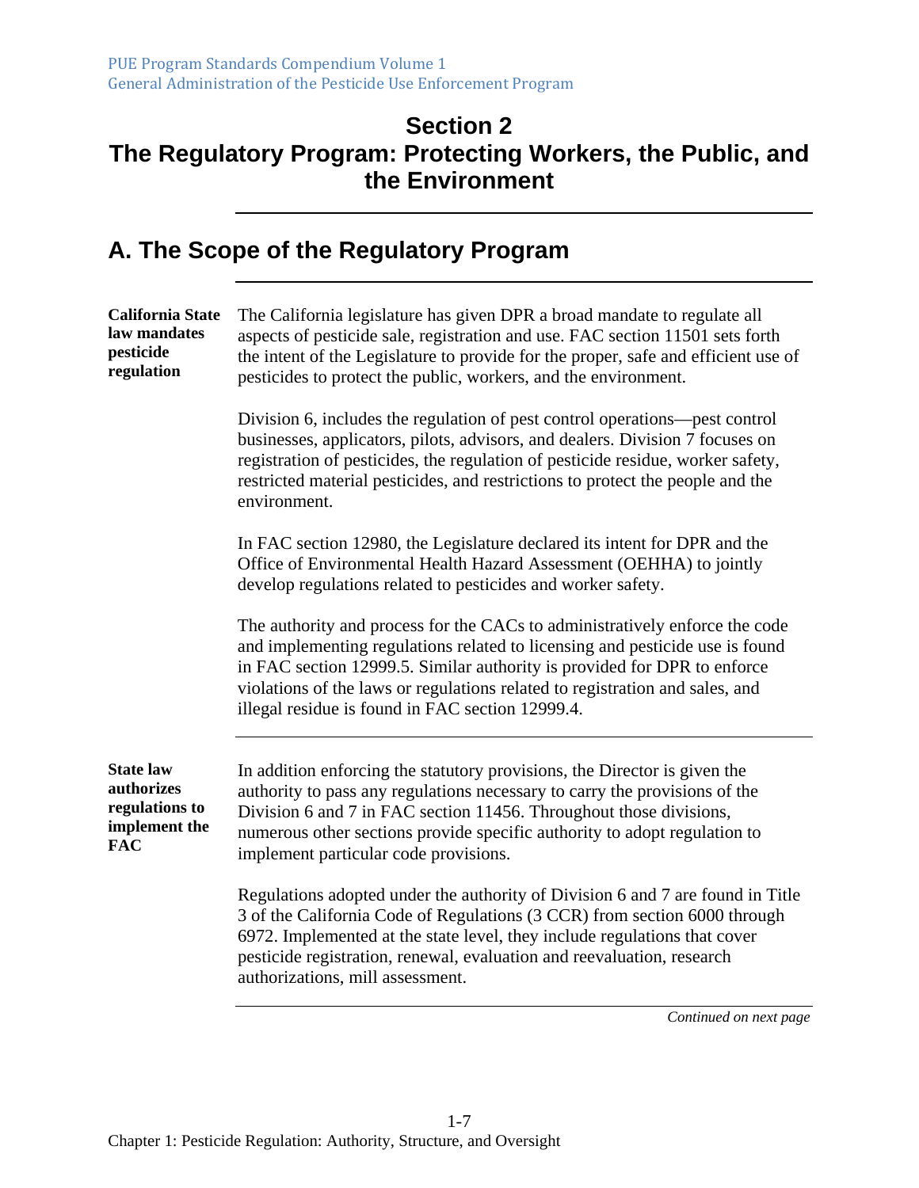# Section 2
# The Regulatory Program: Protecting Workers, the Public, and the Environment

## A. The Scope of the Regulatory Program

**California State law mandates pesticide regulation**

The California legislature has given DPR a broad mandate to regulate all aspects of pesticide sale, registration and use. FAC section 11501 sets forth the intent of the Legislature to provide for the proper, safe and efficient use of pesticides to protect the public, workers, and the environment.

Division 6, includes the regulation of pest control operations—pest control businesses, applicators, pilots, advisors, and dealers. Division 7 focuses on registration of pesticides, the regulation of pesticide residue, worker safety, restricted material pesticides, and restrictions to protect the people and the environment.

In FAC section 12980, the Legislature declared its intent for DPR and the Office of Environmental Health Hazard Assessment (OEHHA) to jointly develop regulations related to pesticides and worker safety.

The authority and process for the CACs to administratively enforce the code and implementing regulations related to licensing and pesticide use is found in FAC section 12999.5. Similar authority is provided for DPR to enforce violations of the laws or regulations related to registration and sales, and illegal residue is found in FAC section 12999.4.

**State law authorizes regulations to implement the FAC**

In addition enforcing the statutory provisions, the Director is given the authority to pass any regulations necessary to carry the provisions of the Division 6 and 7 in FAC section 11456. Throughout those divisions, numerous other sections provide specific authority to adopt regulation to implement particular code provisions.

Regulations adopted under the authority of Division 6 and 7 are found in Title 3 of the California Code of Regulations (3 CCR) from section 6000 through 6972. Implemented at the state level, they include regulations that cover pesticide registration, renewal, evaluation and reevaluation, research authorizations, mill assessment.

*Continued on next page*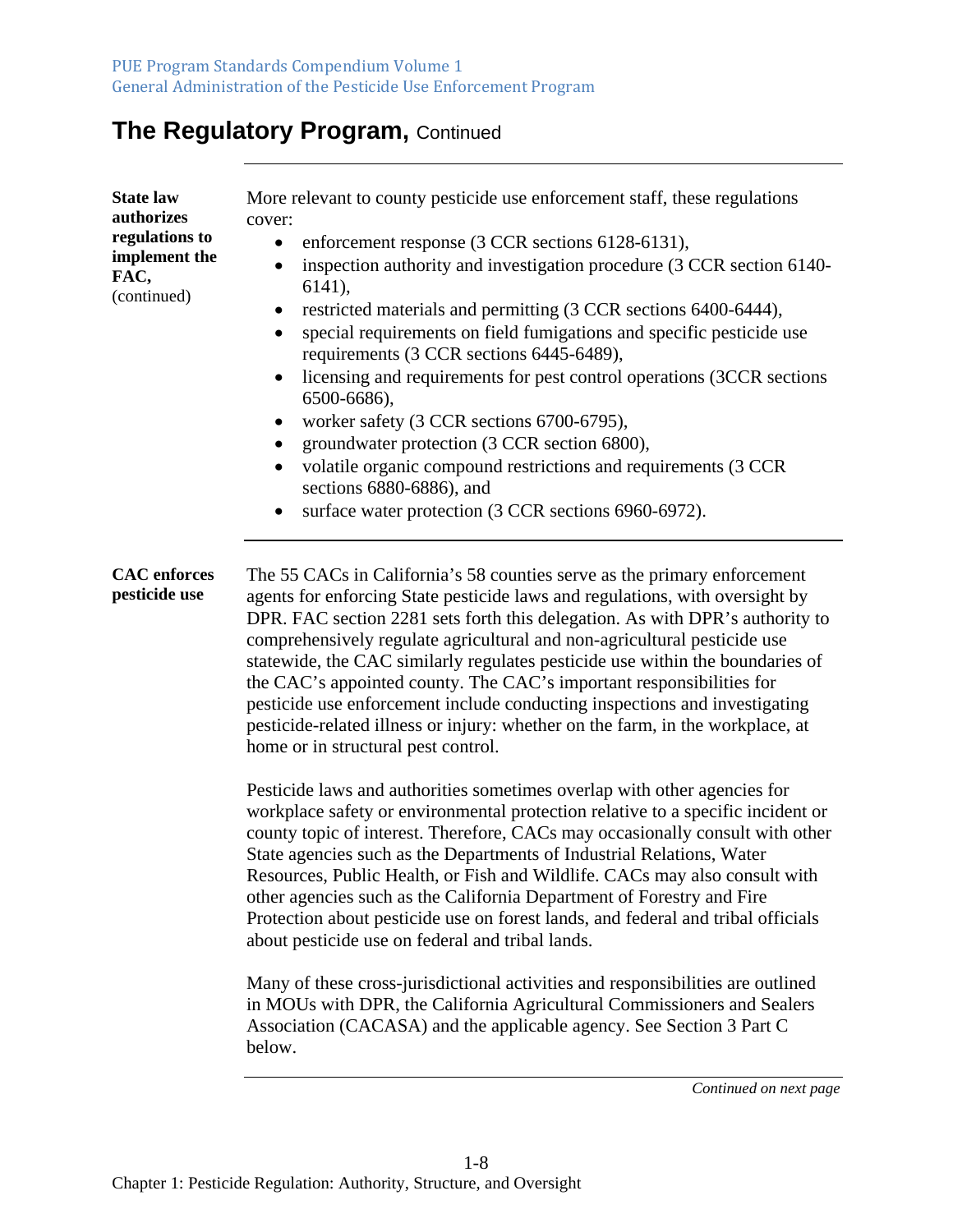## The Regulatory Program, Continued

**State law authorizes regulations to implement the FAC,** (continued)

More relevant to county pesticide use enforcement staff, these regulations cover:

- enforcement response (3 CCR sections 6128-6131),
- inspection authority and investigation procedure (3 CCR section 6140-6141),
- restricted materials and permitting (3 CCR sections 6400-6444),
- special requirements on field fumigations and specific pesticide use requirements (3 CCR sections 6445-6489),
- licensing and requirements for pest control operations (3CCR sections 6500-6686),
- worker safety (3 CCR sections 6700-6795),
- groundwater protection (3 CCR section 6800),
- volatile organic compound restrictions and requirements (3 CCR sections 6880-6886), and
- surface water protection (3 CCR sections 6960-6972).

---

**CAC enforces pesticide use**

The 55 CACs in California's 58 counties serve as the primary enforcement agents for enforcing State pesticide laws and regulations, with oversight by DPR. FAC section 2281 sets forth this delegation. As with DPR's authority to comprehensively regulate agricultural and non-agricultural pesticide use statewide, the CAC similarly regulates pesticide use within the boundaries of the CAC's appointed county. The CAC's important responsibilities for pesticide use enforcement include conducting inspections and investigating pesticide-related illness or injury: whether on the farm, in the workplace, at home or in structural pest control.

Pesticide laws and authorities sometimes overlap with other agencies for workplace safety or environmental protection relative to a specific incident or county topic of interest. Therefore, CACs may occasionally consult with other State agencies such as the Departments of Industrial Relations, Water Resources, Public Health, or Fish and Wildlife. CACs may also consult with other agencies such as the California Department of Forestry and Fire Protection about pesticide use on forest lands, and federal and tribal officials about pesticide use on federal and tribal lands.

Many of these cross-jurisdictional activities and responsibilities are outlined in MOUs with DPR, the California Agricultural Commissioners and Sealers Association (CACASA) and the applicable agency. See Section 3 Part C below.

*Continued on next page*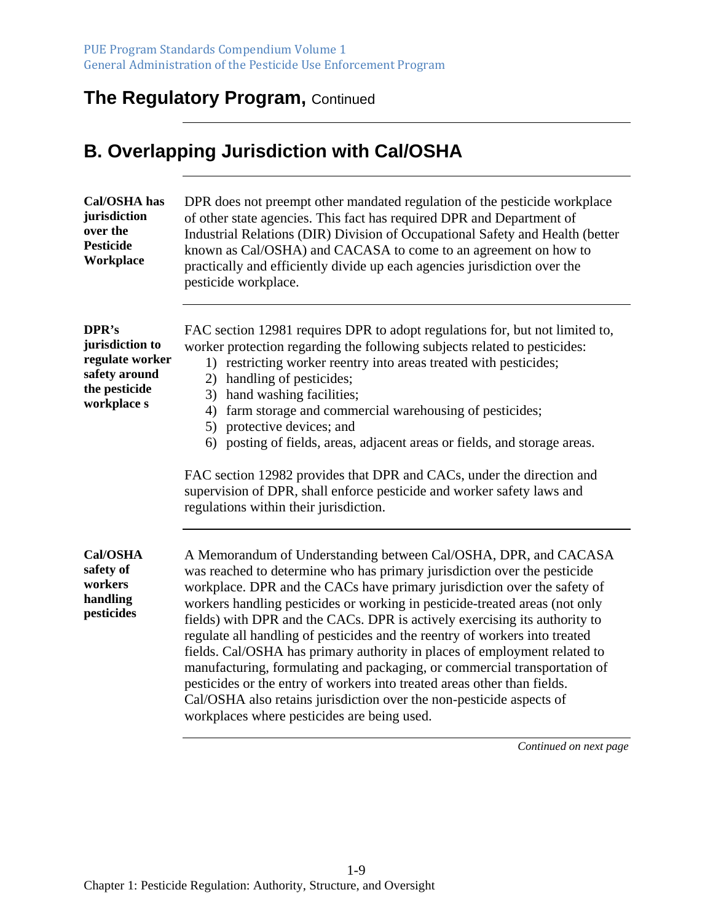# The Regulatory Program, Continued

## B. Overlapping Jurisdiction with Cal/OSHA

**Cal/OSHA has jurisdiction over the Pesticide Workplace**

DPR does not preempt other mandated regulation of the pesticide workplace of other state agencies. This fact has required DPR and Department of Industrial Relations (DIR) Division of Occupational Safety and Health (better known as Cal/OSHA) and CACASA to come to an agreement on how to practically and efficiently divide up each agencies jurisdiction over the pesticide workplace.

**DPR's jurisdiction to regulate worker safety around the pesticide workplace s**

FAC section 12981 requires DPR to adopt regulations for, but not limited to, worker protection regarding the following subjects related to pesticides:

1) restricting worker reentry into areas treated with pesticides;
2) handling of pesticides;
3) hand washing facilities;
4) farm storage and commercial warehousing of pesticides;
5) protective devices; and
6) posting of fields, areas, adjacent areas or fields, and storage areas.

FAC section 12982 provides that DPR and CACs, under the direction and supervision of DPR, shall enforce pesticide and worker safety laws and regulations within their jurisdiction.

**Cal/OSHA safety of workers handling pesticides**

A Memorandum of Understanding between Cal/OSHA, DPR, and CACASA was reached to determine who has primary jurisdiction over the pesticide workplace. DPR and the CACs have primary jurisdiction over the safety of workers handling pesticides or working in pesticide-treated areas (not only fields) with DPR and the CACs. DPR is actively exercising its authority to regulate all handling of pesticides and the reentry of workers into treated fields. Cal/OSHA has primary authority in places of employment related to manufacturing, formulating and packaging, or commercial transportation of pesticides or the entry of workers into treated areas other than fields. Cal/OSHA also retains jurisdiction over the non-pesticide aspects of workplaces where pesticides are being used.

*Continued on next page*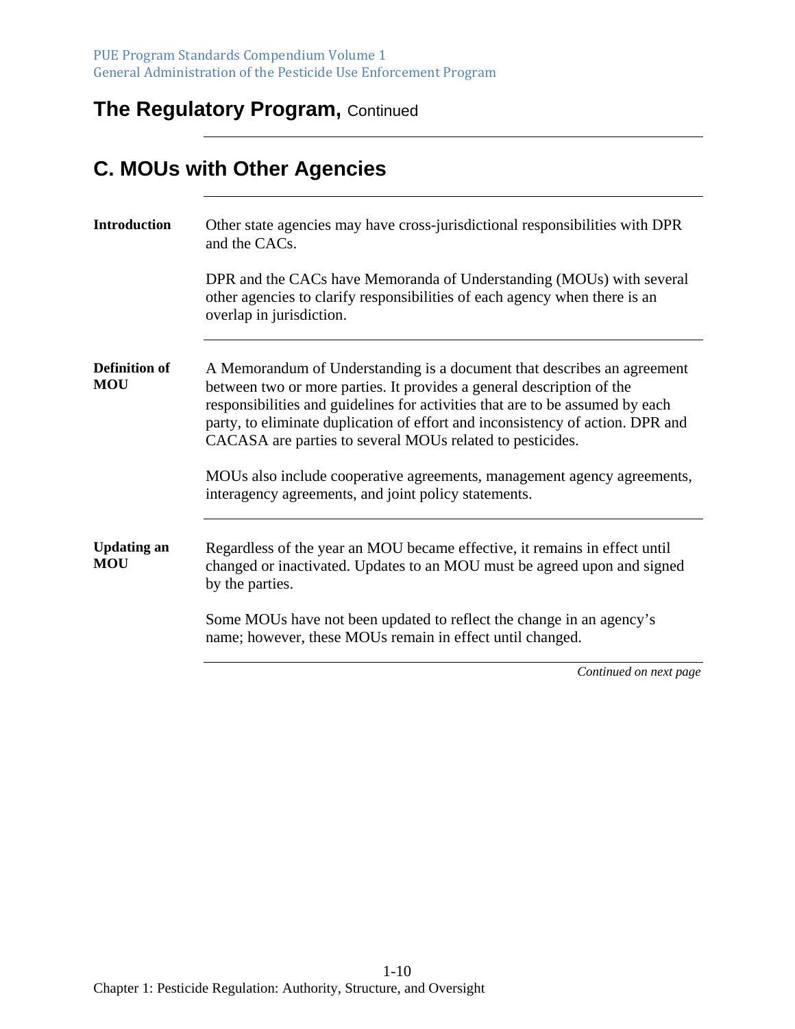# The Regulatory Program, Continued

## C. MOUs with Other Agencies

**Introduction**

Other state agencies may have cross-jurisdictional responsibilities with DPR and the CACs.

DPR and the CACs have Memoranda of Understanding (MOUs) with several other agencies to clarify responsibilities of each agency when there is an overlap in jurisdiction.

**Definition of MOU**

A Memorandum of Understanding is a document that describes an agreement between two or more parties. It provides a general description of the responsibilities and guidelines for activities that are to be assumed by each party, to eliminate duplication of effort and inconsistency of action. DPR and CACASA are parties to several MOUs related to pesticides.

MOUs also include cooperative agreements, management agency agreements, interagency agreements, and joint policy statements.

**Updating an MOU**

Regardless of the year an MOU became effective, it remains in effect until changed or inactivated. Updates to an MOU must be agreed upon and signed by the parties.

Some MOUs have not been updated to reflect the change in an agency's name; however, these MOUs remain in effect until changed.

*Continued on next page*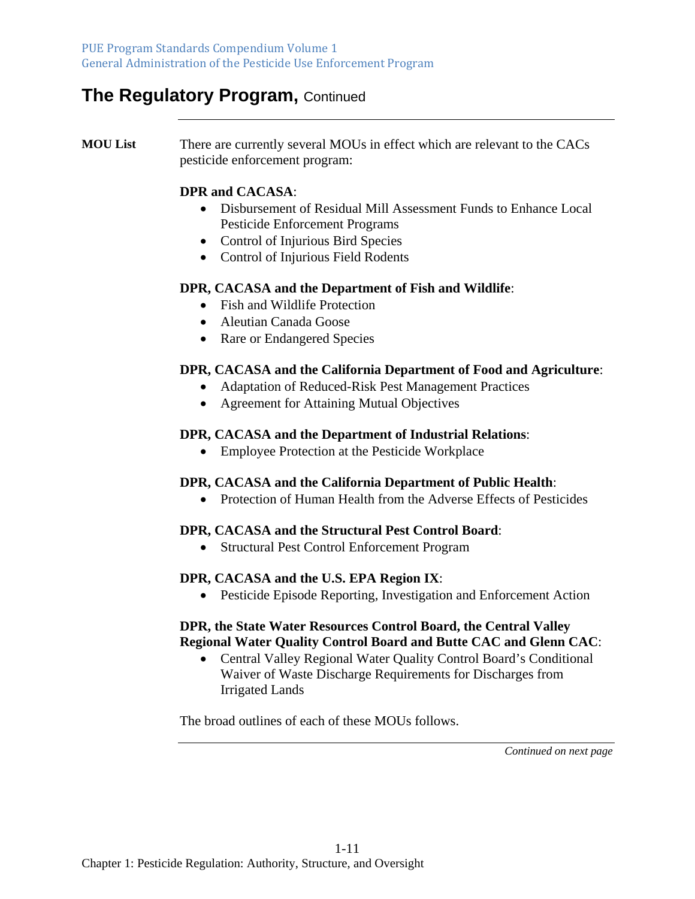## The Regulatory Program, Continued

**MOU List**

There are currently several MOUs in effect which are relevant to the CACs pesticide enforcement program:

**DPR and CACASA**:

- Disbursement of Residual Mill Assessment Funds to Enhance Local Pesticide Enforcement Programs
- Control of Injurious Bird Species
- Control of Injurious Field Rodents

**DPR, CACASA and the Department of Fish and Wildlife**:

- Fish and Wildlife Protection
- Aleutian Canada Goose
- Rare or Endangered Species

**DPR, CACASA and the California Department of Food and Agriculture**:

- Adaptation of Reduced-Risk Pest Management Practices
- Agreement for Attaining Mutual Objectives

**DPR, CACASA and the Department of Industrial Relations**:

- Employee Protection at the Pesticide Workplace

**DPR, CACASA and the California Department of Public Health**:

- Protection of Human Health from the Adverse Effects of Pesticides

**DPR, CACASA and the Structural Pest Control Board**:

- Structural Pest Control Enforcement Program

**DPR, CACASA and the U.S. EPA Region IX**:

- Pesticide Episode Reporting, Investigation and Enforcement Action

**DPR, the State Water Resources Control Board, the Central Valley Regional Water Quality Control Board and Butte CAC and Glenn CAC**:

- Central Valley Regional Water Quality Control Board's Conditional Waiver of Waste Discharge Requirements for Discharges from Irrigated Lands

The broad outlines of each of these MOUs follows.

*Continued on next page*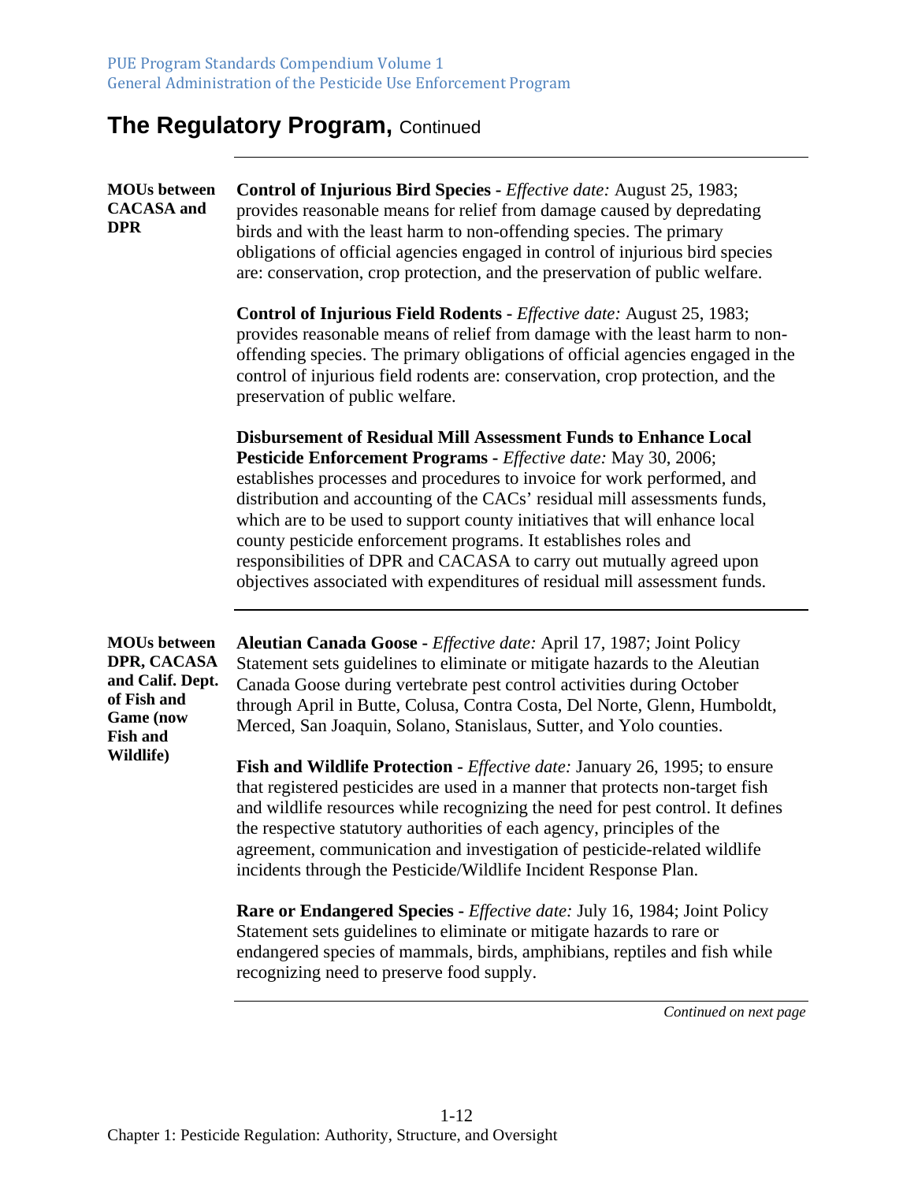## The Regulatory Program, Continued

**MOUs between CACASA and DPR**

**Control of Injurious Bird Species -** *Effective date:* August 25, 1983; provides reasonable means for relief from damage caused by depredating birds and with the least harm to non-offending species. The primary obligations of official agencies engaged in control of injurious bird species are: conservation, crop protection, and the preservation of public welfare.

**Control of Injurious Field Rodents -** *Effective date:* August 25, 1983; provides reasonable means of relief from damage with the least harm to non-offending species. The primary obligations of official agencies engaged in the control of injurious field rodents are: conservation, crop protection, and the preservation of public welfare.

**Disbursement of Residual Mill Assessment Funds to Enhance Local Pesticide Enforcement Programs -** *Effective date:* May 30, 2006; establishes processes and procedures to invoice for work performed, and distribution and accounting of the CACs' residual mill assessments funds, which are to be used to support county initiatives that will enhance local county pesticide enforcement programs. It establishes roles and responsibilities of DPR and CACASA to carry out mutually agreed upon objectives associated with expenditures of residual mill assessment funds.

---

**MOUs between DPR, CACASA and Calif. Dept. of Fish and Game (now Fish and Wildlife)**

**Aleutian Canada Goose -** *Effective date:* April 17, 1987; Joint Policy Statement sets guidelines to eliminate or mitigate hazards to the Aleutian Canada Goose during vertebrate pest control activities during October through April in Butte, Colusa, Contra Costa, Del Norte, Glenn, Humboldt, Merced, San Joaquin, Solano, Stanislaus, Sutter, and Yolo counties.

**Fish and Wildlife Protection -** *Effective date:* January 26, 1995; to ensure that registered pesticides are used in a manner that protects non-target fish and wildlife resources while recognizing the need for pest control. It defines the respective statutory authorities of each agency, principles of the agreement, communication and investigation of pesticide-related wildlife incidents through the Pesticide/Wildlife Incident Response Plan.

**Rare or Endangered Species -** *Effective date:* July 16, 1984; Joint Policy Statement sets guidelines to eliminate or mitigate hazards to rare or endangered species of mammals, birds, amphibians, reptiles and fish while recognizing need to preserve food supply.

*Continued on next page*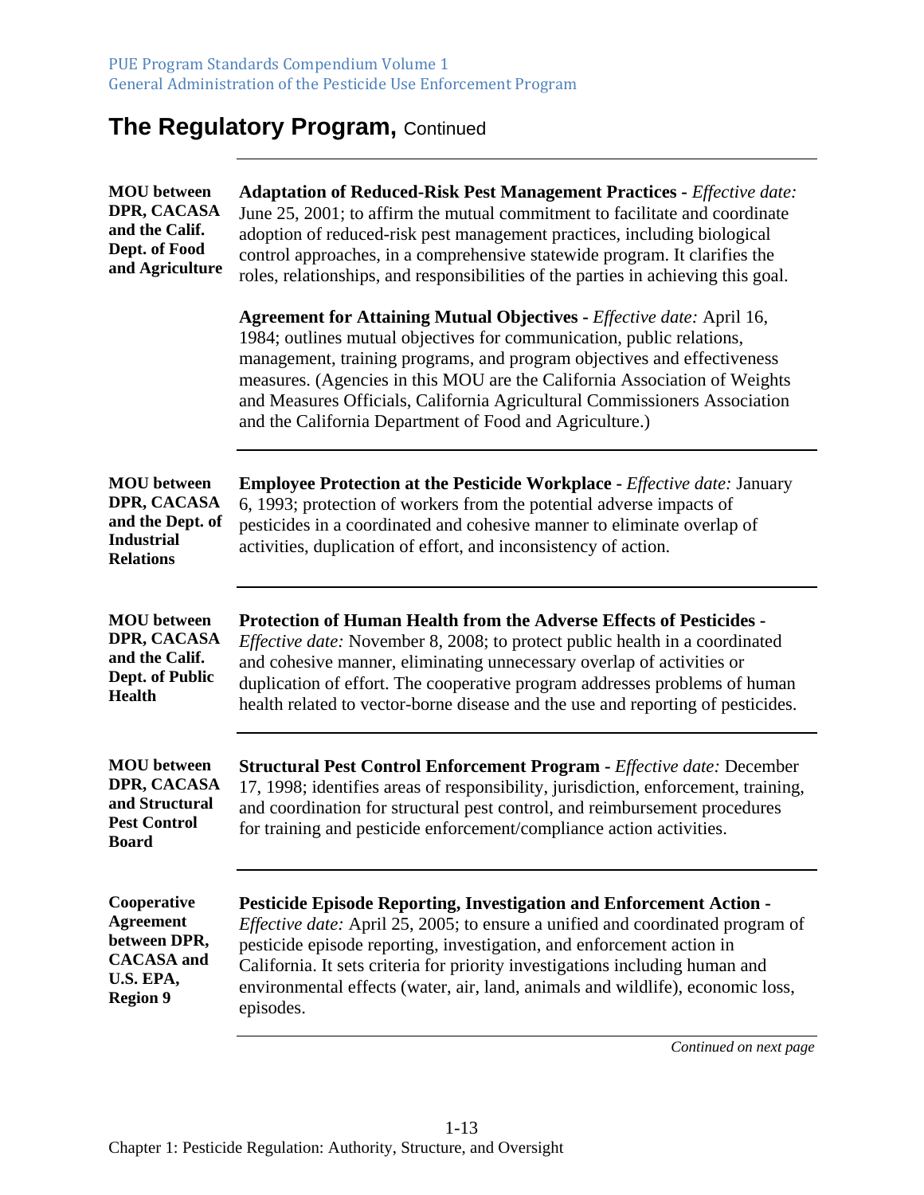# The Regulatory Program, Continued

**MOU between DPR, CACASA and the Calif. Dept. of Food and Agriculture**

**Adaptation of Reduced-Risk Pest Management Practices -** *Effective date:* June 25, 2001; to affirm the mutual commitment to facilitate and coordinate adoption of reduced-risk pest management practices, including biological control approaches, in a comprehensive statewide program. It clarifies the roles, relationships, and responsibilities of the parties in achieving this goal.

**Agreement for Attaining Mutual Objectives -** *Effective date:* April 16, 1984; outlines mutual objectives for communication, public relations, management, training programs, and program objectives and effectiveness measures. (Agencies in this MOU are the California Association of Weights and Measures Officials, California Agricultural Commissioners Association and the California Department of Food and Agriculture.)

---

**MOU between DPR, CACASA and the Dept. of Industrial Relations**

**Employee Protection at the Pesticide Workplace -** *Effective date:* January 6, 1993; protection of workers from the potential adverse impacts of pesticides in a coordinated and cohesive manner to eliminate overlap of activities, duplication of effort, and inconsistency of action.

---

**MOU between DPR, CACASA and the Calif. Dept. of Public Health**

**Protection of Human Health from the Adverse Effects of Pesticides -** *Effective date:* November 8, 2008; to protect public health in a coordinated and cohesive manner, eliminating unnecessary overlap of activities or duplication of effort. The cooperative program addresses problems of human health related to vector-borne disease and the use and reporting of pesticides.

---

**MOU between DPR, CACASA and Structural Pest Control Board**

**Structural Pest Control Enforcement Program -** *Effective date:* December 17, 1998; identifies areas of responsibility, jurisdiction, enforcement, training, and coordination for structural pest control, and reimbursement procedures for training and pesticide enforcement/compliance action activities.

---

**Cooperative Agreement between DPR, CACASA and U.S. EPA, Region 9**

**Pesticide Episode Reporting, Investigation and Enforcement Action -** *Effective date:* April 25, 2005; to ensure a unified and coordinated program of pesticide episode reporting, investigation, and enforcement action in California. It sets criteria for priority investigations including human and environmental effects (water, air, land, animals and wildlife), economic loss, episodes.

*Continued on next page*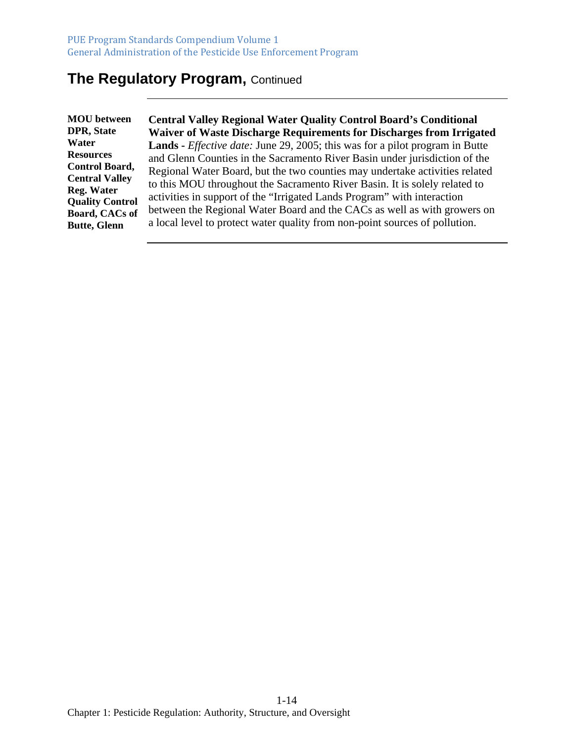## The Regulatory Program, Continued

**MOU between DPR, State Water Resources Control Board, Central Valley Reg. Water Quality Control Board, CACs of Butte, Glenn**

**Central Valley Regional Water Quality Control Board's Conditional Waiver of Waste Discharge Requirements for Discharges from Irrigated Lands -** *Effective date:* June 29, 2005; this was for a pilot program in Butte and Glenn Counties in the Sacramento River Basin under jurisdiction of the Regional Water Board, but the two counties may undertake activities related to this MOU throughout the Sacramento River Basin. It is solely related to activities in support of the "Irrigated Lands Program" with interaction between the Regional Water Board and the CACs as well as with growers on a local level to protect water quality from non-point sources of pollution.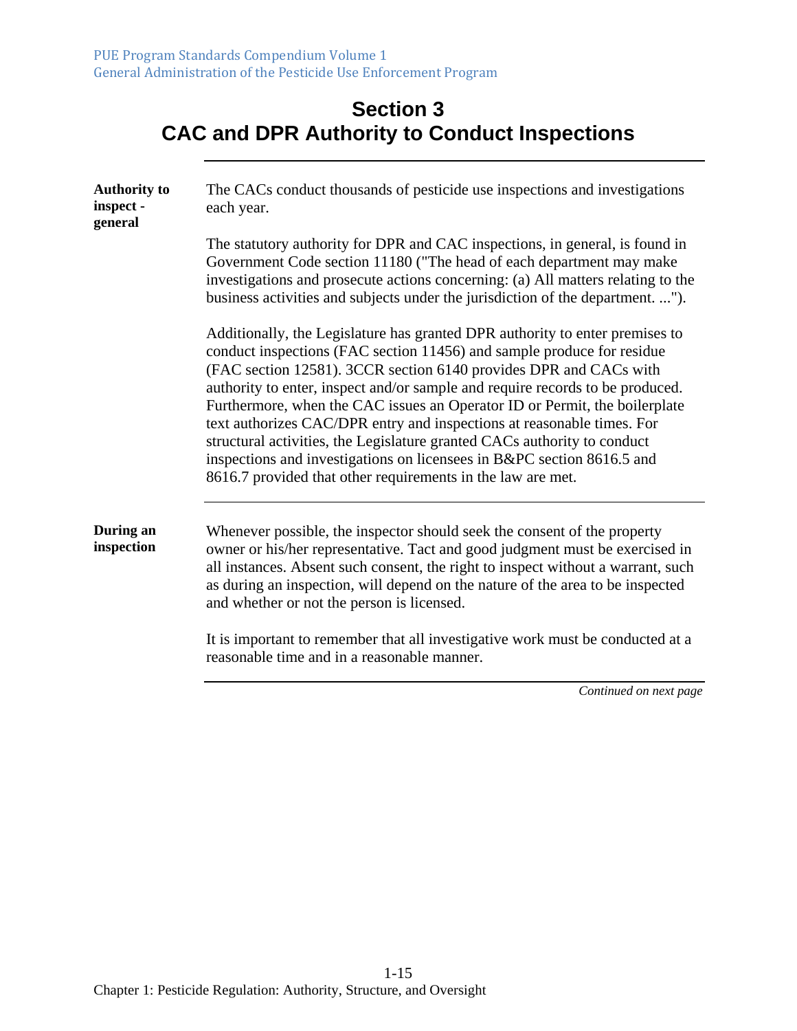# Section 3
# CAC and DPR Authority to Conduct Inspections

**Authority to inspect - general**

The CACs conduct thousands of pesticide use inspections and investigations each year.

The statutory authority for DPR and CAC inspections, in general, is found in Government Code section 11180 ("The head of each department may make investigations and prosecute actions concerning: (a) All matters relating to the business activities and subjects under the jurisdiction of the department. ...").

Additionally, the Legislature has granted DPR authority to enter premises to conduct inspections (FAC section 11456) and sample produce for residue (FAC section 12581). 3CCR section 6140 provides DPR and CACs with authority to enter, inspect and/or sample and require records to be produced. Furthermore, when the CAC issues an Operator ID or Permit, the boilerplate text authorizes CAC/DPR entry and inspections at reasonable times. For structural activities, the Legislature granted CACs authority to conduct inspections and investigations on licensees in B&PC section 8616.5 and 8616.7 provided that other requirements in the law are met.

---

**During an inspection**

Whenever possible, the inspector should seek the consent of the property owner or his/her representative. Tact and good judgment must be exercised in all instances. Absent such consent, the right to inspect without a warrant, such as during an inspection, will depend on the nature of the area to be inspected and whether or not the person is licensed.

It is important to remember that all investigative work must be conducted at a reasonable time and in a reasonable manner.

*Continued on next page*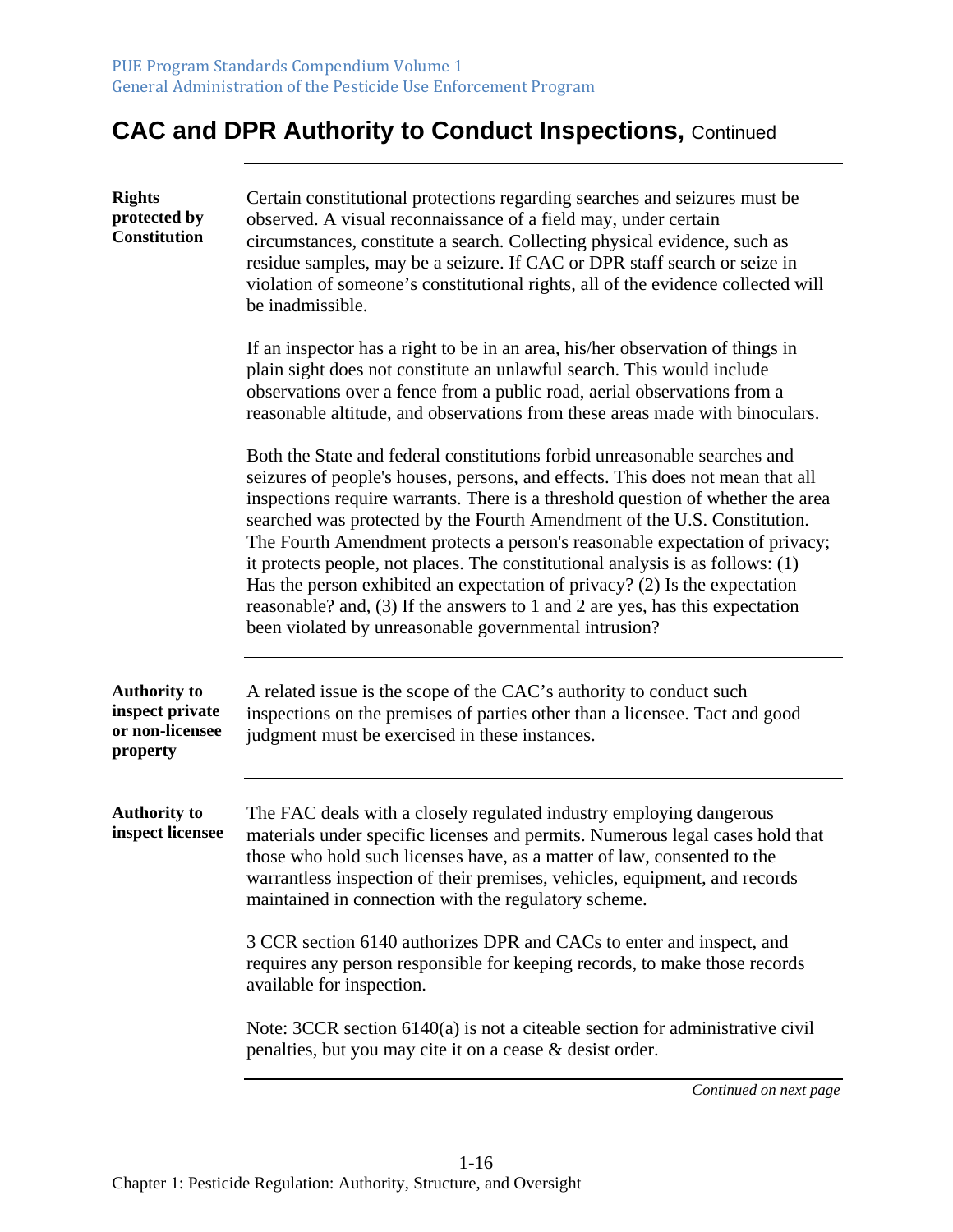# CAC and DPR Authority to Conduct Inspections, Continued

---

**Rights protected by Constitution**

Certain constitutional protections regarding searches and seizures must be observed. A visual reconnaissance of a field may, under certain circumstances, constitute a search. Collecting physical evidence, such as residue samples, may be a seizure. If CAC or DPR staff search or seize in violation of someone's constitutional rights, all of the evidence collected will be inadmissible.

If an inspector has a right to be in an area, his/her observation of things in plain sight does not constitute an unlawful search. This would include observations over a fence from a public road, aerial observations from a reasonable altitude, and observations from these areas made with binoculars.

Both the State and federal constitutions forbid unreasonable searches and seizures of people's houses, persons, and effects. This does not mean that all inspections require warrants. There is a threshold question of whether the area searched was protected by the Fourth Amendment of the U.S. Constitution. The Fourth Amendment protects a person's reasonable expectation of privacy; it protects people, not places. The constitutional analysis is as follows: (1) Has the person exhibited an expectation of privacy? (2) Is the expectation reasonable? and, (3) If the answers to 1 and 2 are yes, has this expectation been violated by unreasonable governmental intrusion?

---

**Authority to inspect private or non-licensee property**

A related issue is the scope of the CAC's authority to conduct such inspections on the premises of parties other than a licensee. Tact and good judgment must be exercised in these instances.

---

**Authority to inspect licensee**

The FAC deals with a closely regulated industry employing dangerous materials under specific licenses and permits. Numerous legal cases hold that those who hold such licenses have, as a matter of law, consented to the warrantless inspection of their premises, vehicles, equipment, and records maintained in connection with the regulatory scheme.

3 CCR section 6140 authorizes DPR and CACs to enter and inspect, and requires any person responsible for keeping records, to make those records available for inspection.

Note: 3CCR section 6140(a) is not a citeable section for administrative civil penalties, but you may cite it on a cease & desist order.

---

*Continued on next page*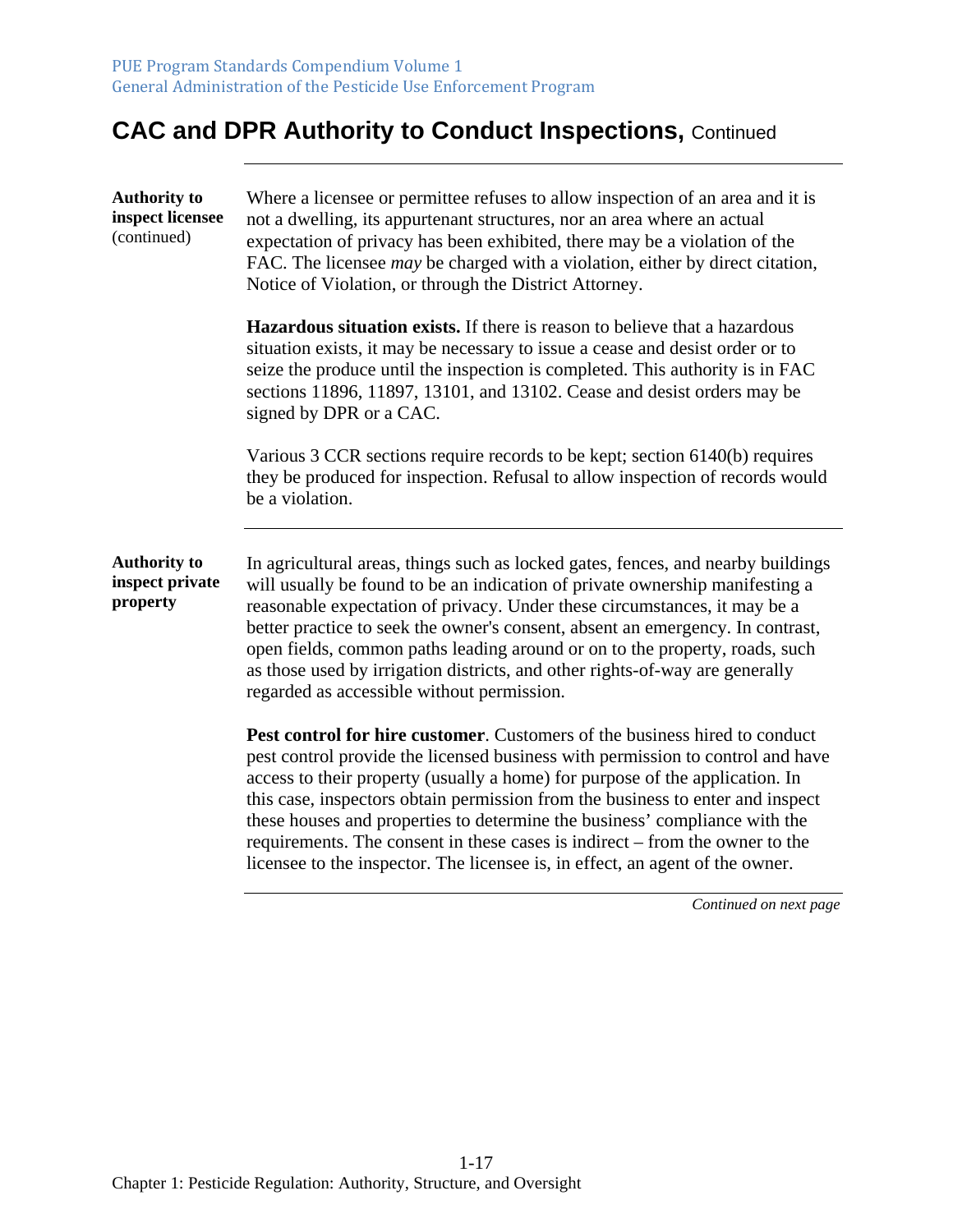## CAC and DPR Authority to Conduct Inspections, Continued

**Authority to inspect licensee** (continued)

Where a licensee or permittee refuses to allow inspection of an area and it is not a dwelling, its appurtenant structures, nor an area where an actual expectation of privacy has been exhibited, there may be a violation of the FAC. The licensee *may* be charged with a violation, either by direct citation, Notice of Violation, or through the District Attorney.

**Hazardous situation exists.** If there is reason to believe that a hazardous situation exists, it may be necessary to issue a cease and desist order or to seize the produce until the inspection is completed. This authority is in FAC sections 11896, 11897, 13101, and 13102. Cease and desist orders may be signed by DPR or a CAC.

Various 3 CCR sections require records to be kept; section 6140(b) requires they be produced for inspection. Refusal to allow inspection of records would be a violation.

---

**Authority to inspect private property**

In agricultural areas, things such as locked gates, fences, and nearby buildings will usually be found to be an indication of private ownership manifesting a reasonable expectation of privacy. Under these circumstances, it may be a better practice to seek the owner's consent, absent an emergency. In contrast, open fields, common paths leading around or on to the property, roads, such as those used by irrigation districts, and other rights-of-way are generally regarded as accessible without permission.

**Pest control for hire customer**. Customers of the business hired to conduct pest control provide the licensed business with permission to control and have access to their property (usually a home) for purpose of the application. In this case, inspectors obtain permission from the business to enter and inspect these houses and properties to determine the business' compliance with the requirements. The consent in these cases is indirect – from the owner to the licensee to the inspector. The licensee is, in effect, an agent of the owner.

*Continued on next page*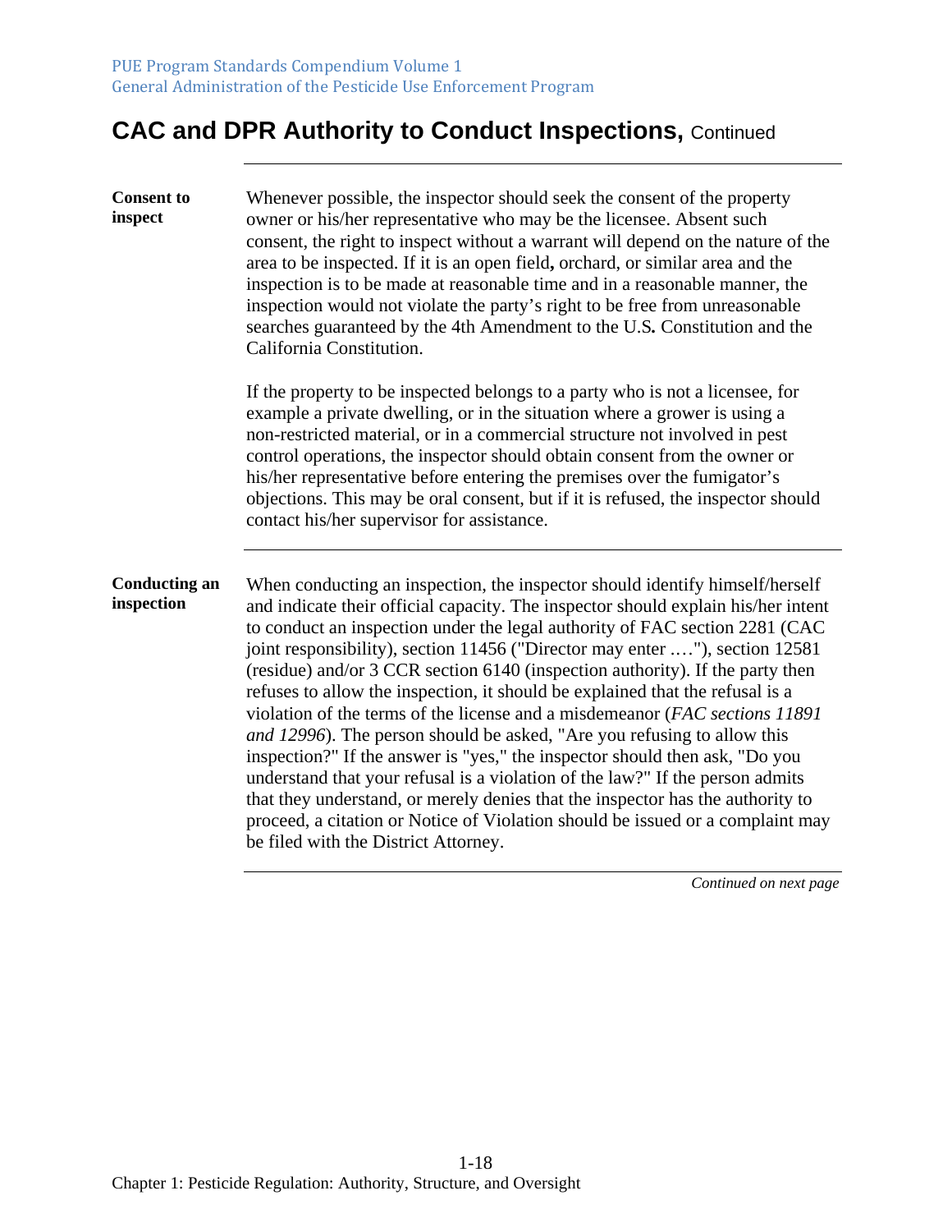# CAC and DPR Authority to Conduct Inspections, Continued

**Consent to inspect**

Whenever possible, the inspector should seek the consent of the property owner or his/her representative who may be the licensee. Absent such consent, the right to inspect without a warrant will depend on the nature of the area to be inspected. If it is an open field**,** orchard, or similar area and the inspection is to be made at reasonable time and in a reasonable manner, the inspection would not violate the party's right to be free from unreasonable searches guaranteed by the 4th Amendment to the U.S**.** Constitution and the California Constitution.

If the property to be inspected belongs to a party who is not a licensee, for example a private dwelling, or in the situation where a grower is using a non-restricted material, or in a commercial structure not involved in pest control operations, the inspector should obtain consent from the owner or his/her representative before entering the premises over the fumigator's objections. This may be oral consent, but if it is refused, the inspector should contact his/her supervisor for assistance.

**Conducting an inspection**

When conducting an inspection, the inspector should identify himself/herself and indicate their official capacity. The inspector should explain his/her intent to conduct an inspection under the legal authority of FAC section 2281 (CAC joint responsibility), section 11456 ("Director may enter .…"), section 12581 (residue) and/or 3 CCR section 6140 (inspection authority). If the party then refuses to allow the inspection, it should be explained that the refusal is a violation of the terms of the license and a misdemeanor (*FAC sections 11891 and 12996*). The person should be asked, "Are you refusing to allow this inspection?" If the answer is "yes," the inspector should then ask, "Do you understand that your refusal is a violation of the law?" If the person admits that they understand, or merely denies that the inspector has the authority to proceed, a citation or Notice of Violation should be issued or a complaint may be filed with the District Attorney.

*Continued on next page*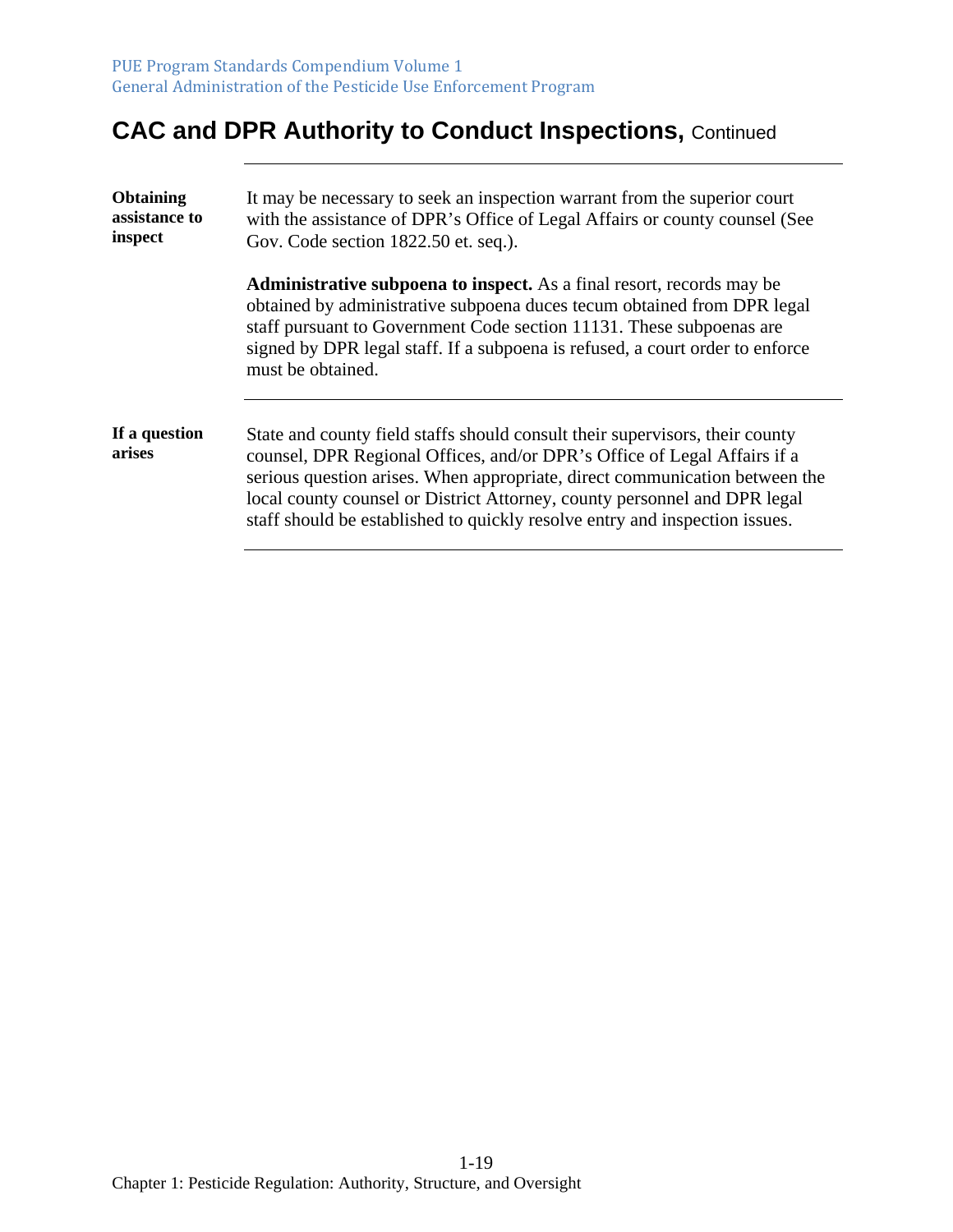## CAC and DPR Authority to Conduct Inspections, Continued

**Obtaining assistance to inspect**

It may be necessary to seek an inspection warrant from the superior court with the assistance of DPR's Office of Legal Affairs or county counsel (See Gov. Code section 1822.50 et. seq.).

**Administrative subpoena to inspect.** As a final resort, records may be obtained by administrative subpoena duces tecum obtained from DPR legal staff pursuant to Government Code section 11131. These subpoenas are signed by DPR legal staff. If a subpoena is refused, a court order to enforce must be obtained.

**If a question arises**

State and county field staffs should consult their supervisors, their county counsel, DPR Regional Offices, and/or DPR's Office of Legal Affairs if a serious question arises. When appropriate, direct communication between the local county counsel or District Attorney, county personnel and DPR legal staff should be established to quickly resolve entry and inspection issues.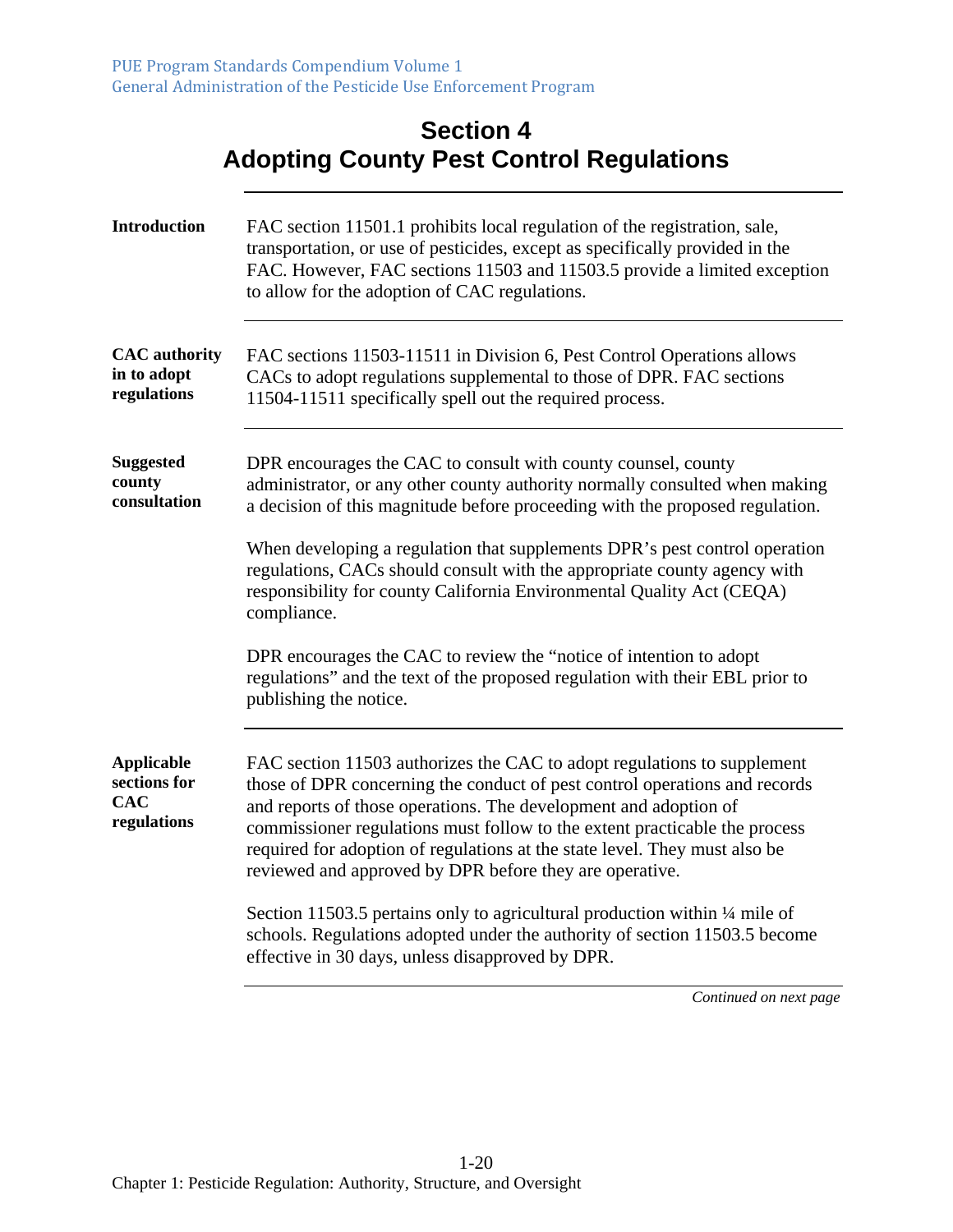# Section 4
# Adopting County Pest Control Regulations

**Introduction**

FAC section 11501.1 prohibits local regulation of the registration, sale, transportation, or use of pesticides, except as specifically provided in the FAC. However, FAC sections 11503 and 11503.5 provide a limited exception to allow for the adoption of CAC regulations.

**CAC authority in to adopt regulations**

FAC sections 11503-11511 in Division 6, Pest Control Operations allows CACs to adopt regulations supplemental to those of DPR. FAC sections 11504-11511 specifically spell out the required process.

**Suggested county consultation**

DPR encourages the CAC to consult with county counsel, county administrator, or any other county authority normally consulted when making a decision of this magnitude before proceeding with the proposed regulation.

When developing a regulation that supplements DPR's pest control operation regulations, CACs should consult with the appropriate county agency with responsibility for county California Environmental Quality Act (CEQA) compliance.

DPR encourages the CAC to review the "notice of intention to adopt regulations" and the text of the proposed regulation with their EBL prior to publishing the notice.

**Applicable sections for CAC regulations**

FAC section 11503 authorizes the CAC to adopt regulations to supplement those of DPR concerning the conduct of pest control operations and records and reports of those operations. The development and adoption of commissioner regulations must follow to the extent practicable the process required for adoption of regulations at the state level. They must also be reviewed and approved by DPR before they are operative.

Section 11503.5 pertains only to agricultural production within ¼ mile of schools. Regulations adopted under the authority of section 11503.5 become effective in 30 days, unless disapproved by DPR.

*Continued on next page*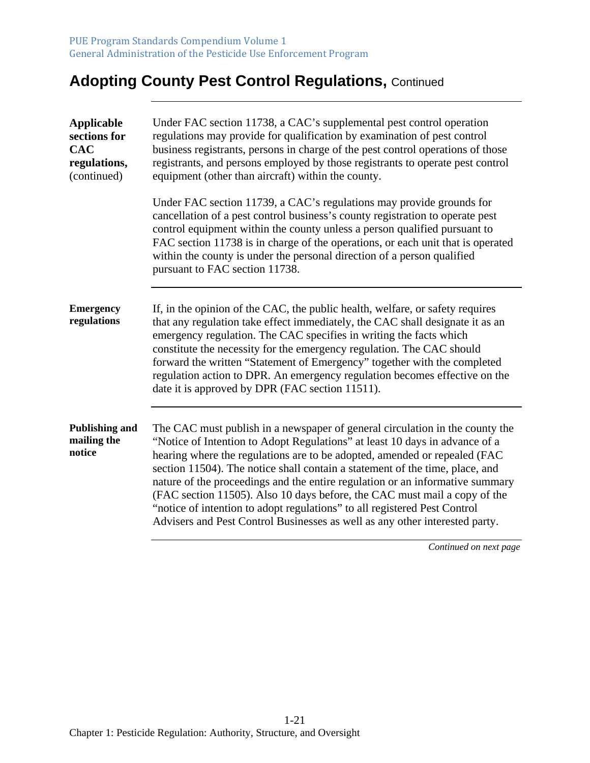## Adopting County Pest Control Regulations, Continued

**Applicable sections for CAC regulations,** (continued)

Under FAC section 11738, a CAC's supplemental pest control operation regulations may provide for qualification by examination of pest control business registrants, persons in charge of the pest control operations of those registrants, and persons employed by those registrants to operate pest control equipment (other than aircraft) within the county.

Under FAC section 11739, a CAC's regulations may provide grounds for cancellation of a pest control business's county registration to operate pest control equipment within the county unless a person qualified pursuant to FAC section 11738 is in charge of the operations, or each unit that is operated within the county is under the personal direction of a person qualified pursuant to FAC section 11738.

**Emergency regulations**

If, in the opinion of the CAC, the public health, welfare, or safety requires that any regulation take effect immediately, the CAC shall designate it as an emergency regulation. The CAC specifies in writing the facts which constitute the necessity for the emergency regulation. The CAC should forward the written "Statement of Emergency" together with the completed regulation action to DPR. An emergency regulation becomes effective on the date it is approved by DPR (FAC section 11511).

**Publishing and mailing the notice**

The CAC must publish in a newspaper of general circulation in the county the "Notice of Intention to Adopt Regulations" at least 10 days in advance of a hearing where the regulations are to be adopted, amended or repealed (FAC section 11504). The notice shall contain a statement of the time, place, and nature of the proceedings and the entire regulation or an informative summary (FAC section 11505). Also 10 days before, the CAC must mail a copy of the "notice of intention to adopt regulations" to all registered Pest Control Advisers and Pest Control Businesses as well as any other interested party.

*Continued on next page*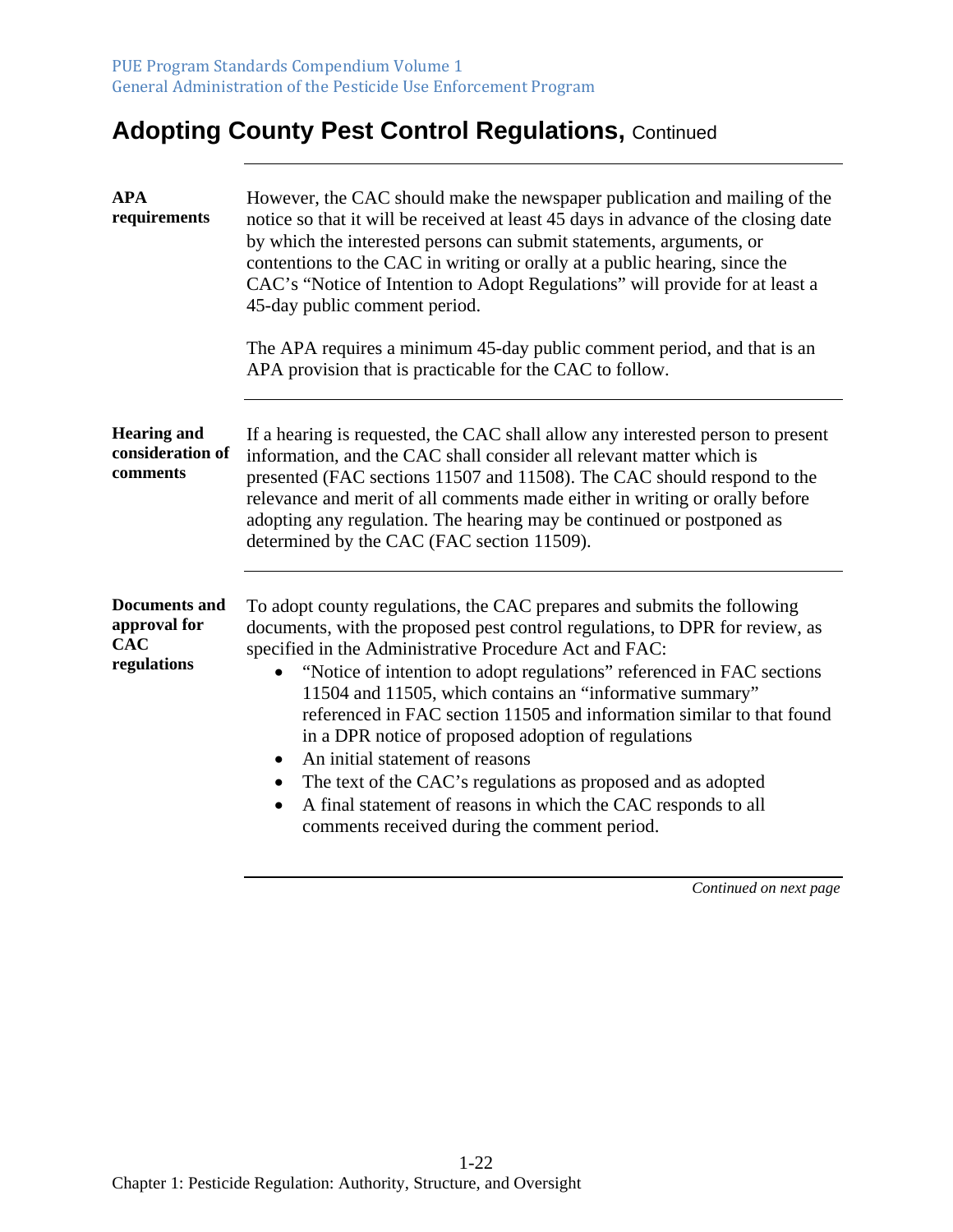## Adopting County Pest Control Regulations, Continued

**APA requirements**

However, the CAC should make the newspaper publication and mailing of the notice so that it will be received at least 45 days in advance of the closing date by which the interested persons can submit statements, arguments, or contentions to the CAC in writing or orally at a public hearing, since the CAC's "Notice of Intention to Adopt Regulations" will provide for at least a 45-day public comment period.

The APA requires a minimum 45-day public comment period, and that is an APA provision that is practicable for the CAC to follow.

**Hearing and consideration of comments**

If a hearing is requested, the CAC shall allow any interested person to present information, and the CAC shall consider all relevant matter which is presented (FAC sections 11507 and 11508). The CAC should respond to the relevance and merit of all comments made either in writing or orally before adopting any regulation. The hearing may be continued or postponed as determined by the CAC (FAC section 11509).

**Documents and approval for CAC regulations**

To adopt county regulations, the CAC prepares and submits the following documents, with the proposed pest control regulations, to DPR for review, as specified in the Administrative Procedure Act and FAC:

- "Notice of intention to adopt regulations" referenced in FAC sections 11504 and 11505, which contains an "informative summary" referenced in FAC section 11505 and information similar to that found in a DPR notice of proposed adoption of regulations
- An initial statement of reasons
- The text of the CAC's regulations as proposed and as adopted
- A final statement of reasons in which the CAC responds to all comments received during the comment period.

*Continued on next page*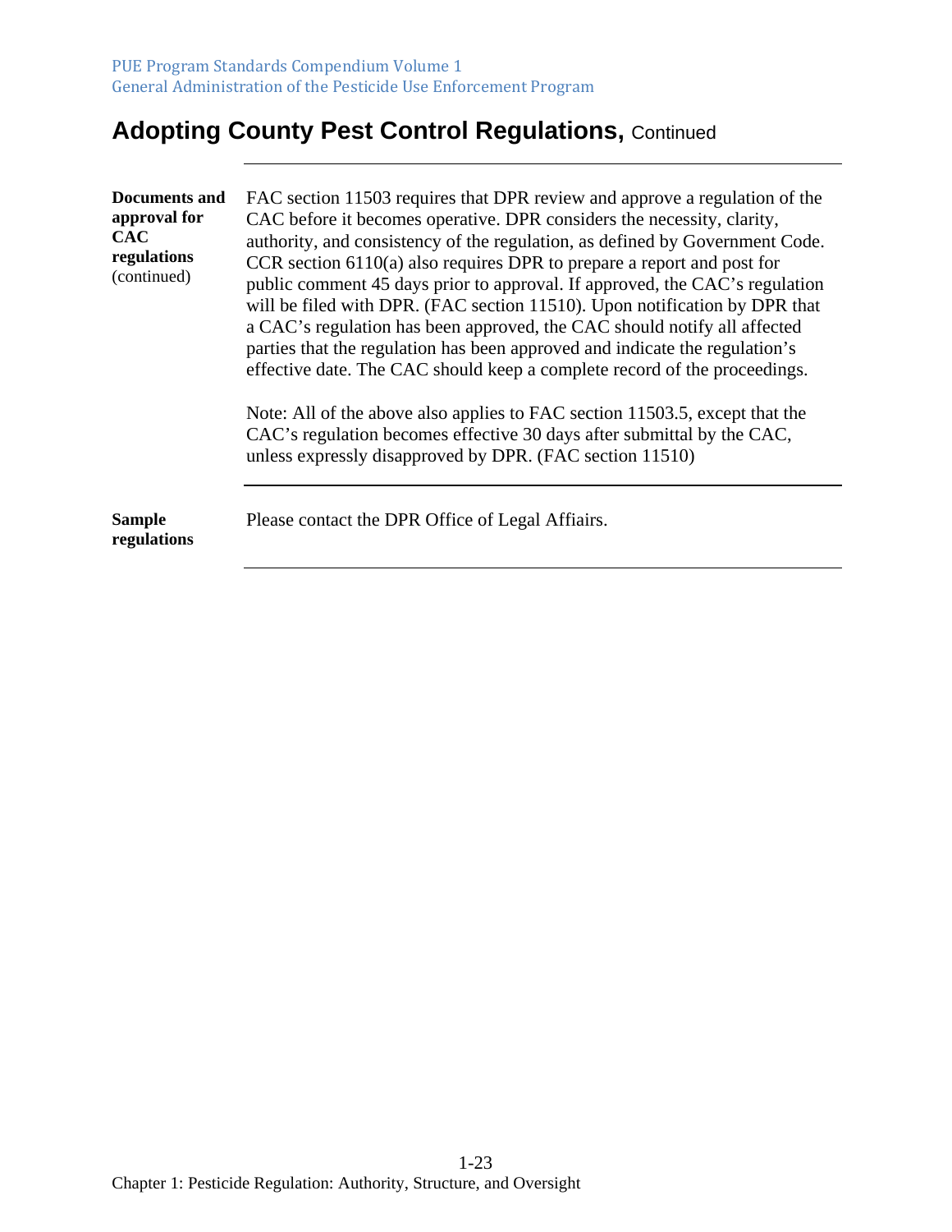## Adopting County Pest Control Regulations, Continued

**Documents and approval for CAC regulations** (continued)

FAC section 11503 requires that DPR review and approve a regulation of the CAC before it becomes operative. DPR considers the necessity, clarity, authority, and consistency of the regulation, as defined by Government Code. CCR section 6110(a) also requires DPR to prepare a report and post for public comment 45 days prior to approval. If approved, the CAC's regulation will be filed with DPR. (FAC section 11510). Upon notification by DPR that a CAC's regulation has been approved, the CAC should notify all affected parties that the regulation has been approved and indicate the regulation's effective date. The CAC should keep a complete record of the proceedings.

Note: All of the above also applies to FAC section 11503.5, except that the CAC's regulation becomes effective 30 days after submittal by the CAC, unless expressly disapproved by DPR. (FAC section 11510)

**Sample regulations**

Please contact the DPR Office of Legal Affiairs.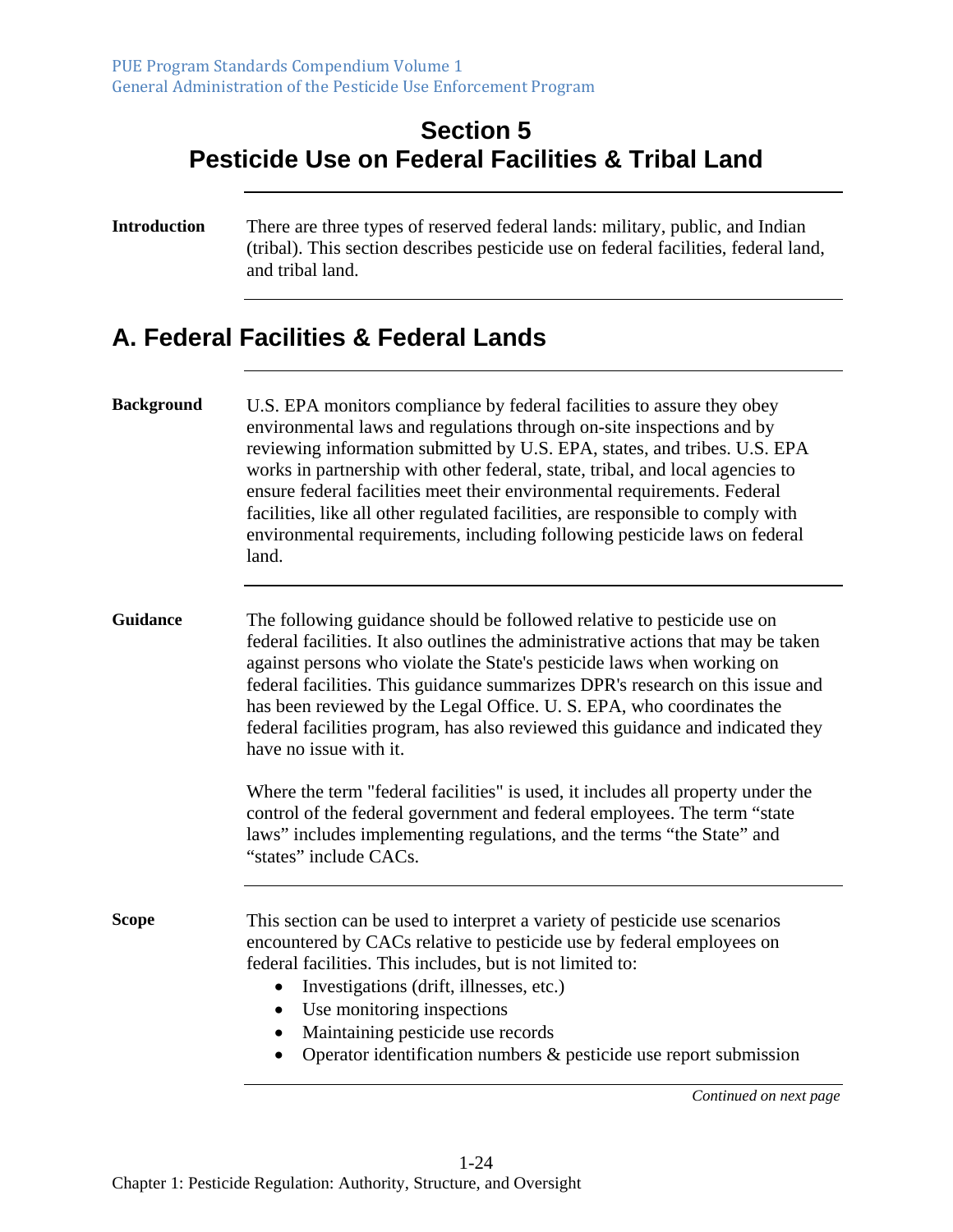# Section 5
# Pesticide Use on Federal Facilities & Tribal Land

**Introduction**

There are three types of reserved federal lands: military, public, and Indian (tribal). This section describes pesticide use on federal facilities, federal land, and tribal land.

## A. Federal Facilities & Federal Lands

**Background**

U.S. EPA monitors compliance by federal facilities to assure they obey environmental laws and regulations through on-site inspections and by reviewing information submitted by U.S. EPA, states, and tribes. U.S. EPA works in partnership with other federal, state, tribal, and local agencies to ensure federal facilities meet their environmental requirements. Federal facilities, like all other regulated facilities, are responsible to comply with environmental requirements, including following pesticide laws on federal land.

**Guidance**

The following guidance should be followed relative to pesticide use on federal facilities. It also outlines the administrative actions that may be taken against persons who violate the State's pesticide laws when working on federal facilities. This guidance summarizes DPR's research on this issue and has been reviewed by the Legal Office. U. S. EPA, who coordinates the federal facilities program, has also reviewed this guidance and indicated they have no issue with it.

Where the term "federal facilities" is used, it includes all property under the control of the federal government and federal employees. The term “state laws” includes implementing regulations, and the terms “the State” and “states” include CACs.

**Scope**

This section can be used to interpret a variety of pesticide use scenarios encountered by CACs relative to pesticide use by federal employees on federal facilities. This includes, but is not limited to:

- Investigations (drift, illnesses, etc.)
- Use monitoring inspections
- Maintaining pesticide use records
- Operator identification numbers & pesticide use report submission

*Continued on next page*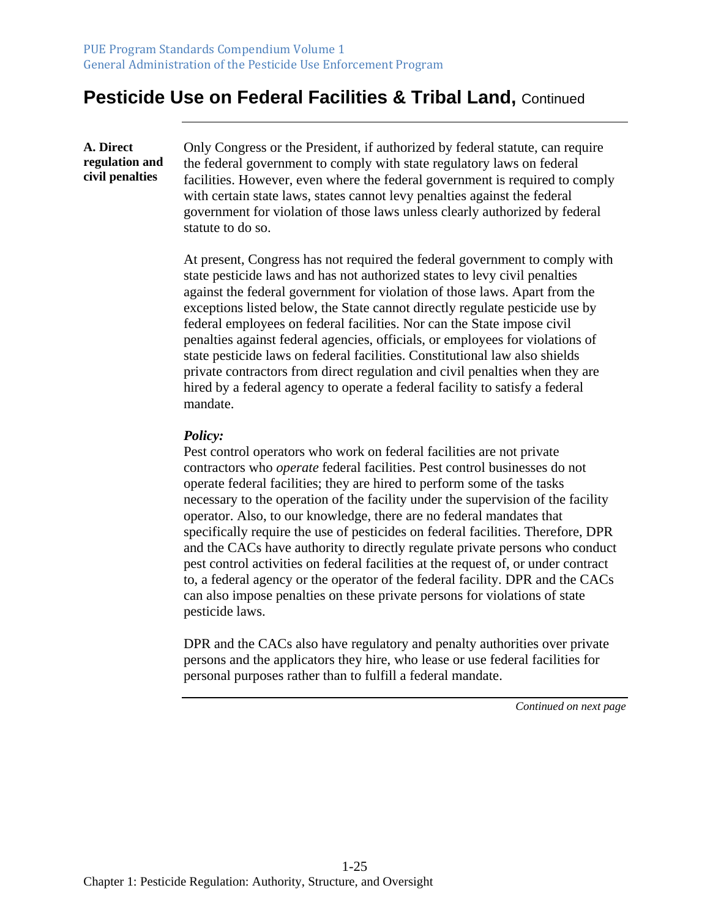## Pesticide Use on Federal Facilities & Tribal Land, Continued

**A. Direct regulation and civil penalties**

Only Congress or the President, if authorized by federal statute, can require the federal government to comply with state regulatory laws on federal facilities. However, even where the federal government is required to comply with certain state laws, states cannot levy penalties against the federal government for violation of those laws unless clearly authorized by federal statute to do so.

At present, Congress has not required the federal government to comply with state pesticide laws and has not authorized states to levy civil penalties against the federal government for violation of those laws. Apart from the exceptions listed below, the State cannot directly regulate pesticide use by federal employees on federal facilities. Nor can the State impose civil penalties against federal agencies, officials, or employees for violations of state pesticide laws on federal facilities. Constitutional law also shields private contractors from direct regulation and civil penalties when they are hired by a federal agency to operate a federal facility to satisfy a federal mandate.

***Policy:***

Pest control operators who work on federal facilities are not private contractors who *operate* federal facilities. Pest control businesses do not operate federal facilities; they are hired to perform some of the tasks necessary to the operation of the facility under the supervision of the facility operator. Also, to our knowledge, there are no federal mandates that specifically require the use of pesticides on federal facilities. Therefore, DPR and the CACs have authority to directly regulate private persons who conduct pest control activities on federal facilities at the request of, or under contract to, a federal agency or the operator of the federal facility. DPR and the CACs can also impose penalties on these private persons for violations of state pesticide laws.

DPR and the CACs also have regulatory and penalty authorities over private persons and the applicators they hire, who lease or use federal facilities for personal purposes rather than to fulfill a federal mandate.

*Continued on next page*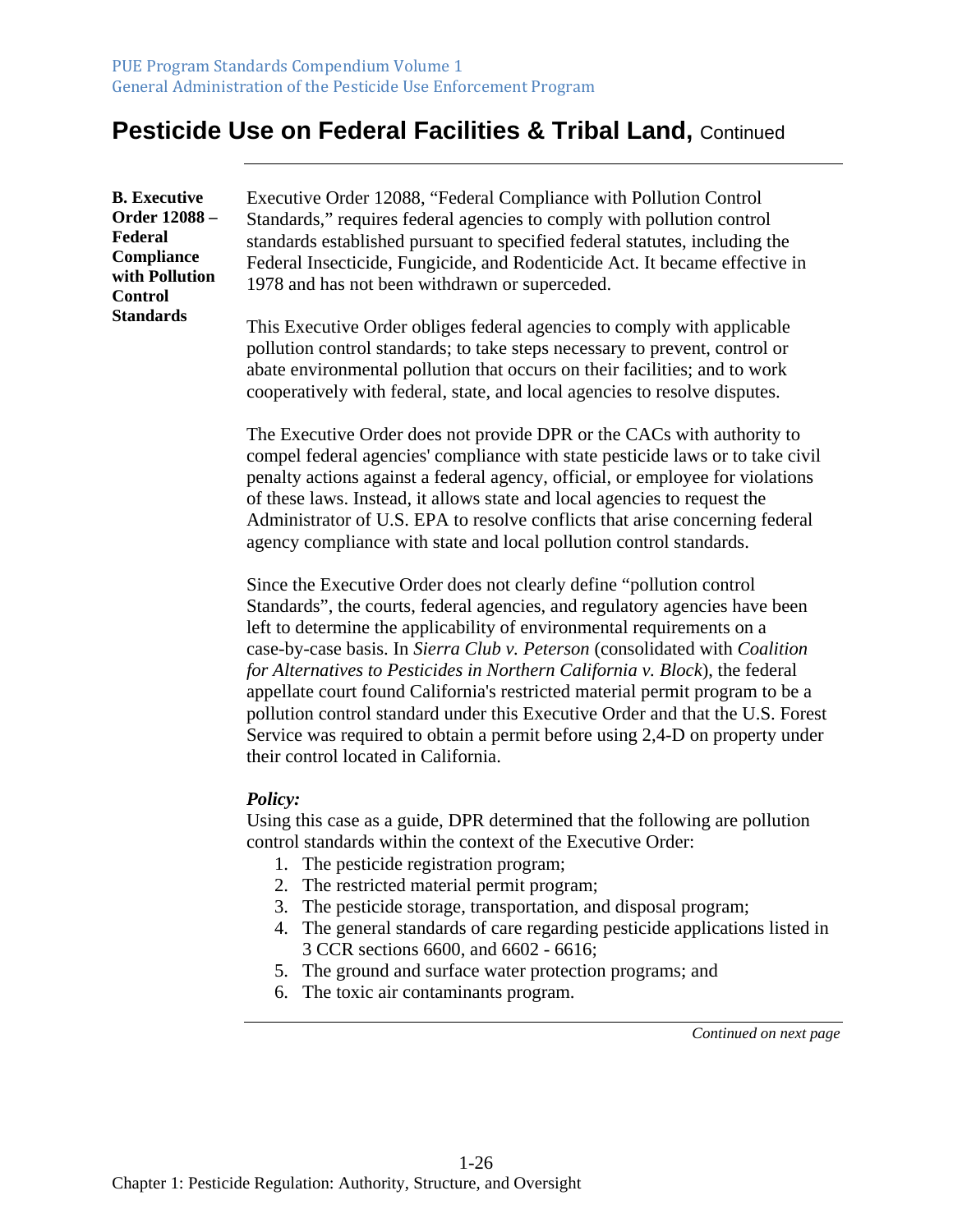# Pesticide Use on Federal Facilities & Tribal Land, Continued

**B. Executive Order 12088 – Federal Compliance with Pollution Control Standards**

Executive Order 12088, "Federal Compliance with Pollution Control Standards," requires federal agencies to comply with pollution control standards established pursuant to specified federal statutes, including the Federal Insecticide, Fungicide, and Rodenticide Act. It became effective in 1978 and has not been withdrawn or superceded.

This Executive Order obliges federal agencies to comply with applicable pollution control standards; to take steps necessary to prevent, control or abate environmental pollution that occurs on their facilities; and to work cooperatively with federal, state, and local agencies to resolve disputes.

The Executive Order does not provide DPR or the CACs with authority to compel federal agencies' compliance with state pesticide laws or to take civil penalty actions against a federal agency, official, or employee for violations of these laws. Instead, it allows state and local agencies to request the Administrator of U.S. EPA to resolve conflicts that arise concerning federal agency compliance with state and local pollution control standards.

Since the Executive Order does not clearly define "pollution control Standards", the courts, federal agencies, and regulatory agencies have been left to determine the applicability of environmental requirements on a case-by-case basis. In *Sierra Club v. Peterson* (consolidated with *Coalition for Alternatives to Pesticides in Northern California v. Block*), the federal appellate court found California's restricted material permit program to be a pollution control standard under this Executive Order and that the U.S. Forest Service was required to obtain a permit before using 2,4-D on property under their control located in California.

***Policy:***

Using this case as a guide, DPR determined that the following are pollution control standards within the context of the Executive Order:

1. The pesticide registration program;
2. The restricted material permit program;
3. The pesticide storage, transportation, and disposal program;
4. The general standards of care regarding pesticide applications listed in 3 CCR sections 6600, and 6602 - 6616;
5. The ground and surface water protection programs; and
6. The toxic air contaminants program.

*Continued on next page*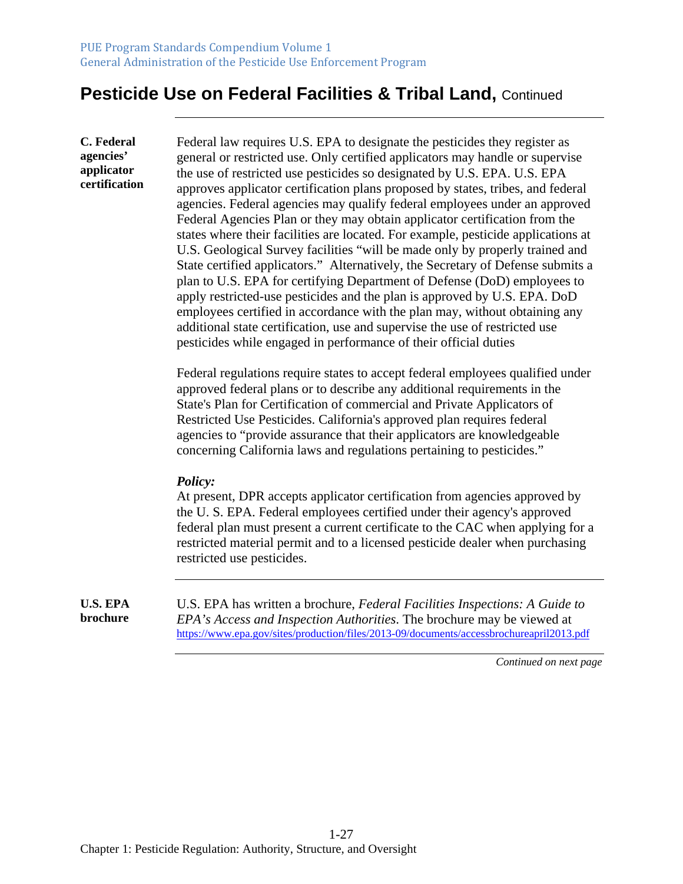# Pesticide Use on Federal Facilities & Tribal Land, Continued

**C. Federal agencies' applicator certification**

Federal law requires U.S. EPA to designate the pesticides they register as general or restricted use. Only certified applicators may handle or supervise the use of restricted use pesticides so designated by U.S. EPA. U.S. EPA approves applicator certification plans proposed by states, tribes, and federal agencies. Federal agencies may qualify federal employees under an approved Federal Agencies Plan or they may obtain applicator certification from the states where their facilities are located. For example, pesticide applications at U.S. Geological Survey facilities "will be made only by properly trained and State certified applicators." Alternatively, the Secretary of Defense submits a plan to U.S. EPA for certifying Department of Defense (DoD) employees to apply restricted-use pesticides and the plan is approved by U.S. EPA. DoD employees certified in accordance with the plan may, without obtaining any additional state certification, use and supervise the use of restricted use pesticides while engaged in performance of their official duties

Federal regulations require states to accept federal employees qualified under approved federal plans or to describe any additional requirements in the State's Plan for Certification of commercial and Private Applicators of Restricted Use Pesticides. California's approved plan requires federal agencies to "provide assurance that their applicators are knowledgeable concerning California laws and regulations pertaining to pesticides."

***Policy:***
At present, DPR accepts applicator certification from agencies approved by the U. S. EPA. Federal employees certified under their agency's approved federal plan must present a current certificate to the CAC when applying for a restricted material permit and to a licensed pesticide dealer when purchasing restricted use pesticides.

---

**U.S. EPA brochure**

U.S. EPA has written a brochure, *Federal Facilities Inspections: A Guide to EPA's Access and Inspection Authorities*. The brochure may be viewed at https://www.epa.gov/sites/production/files/2013-09/documents/accessbrochureapril2013.pdf

*Continued on next page*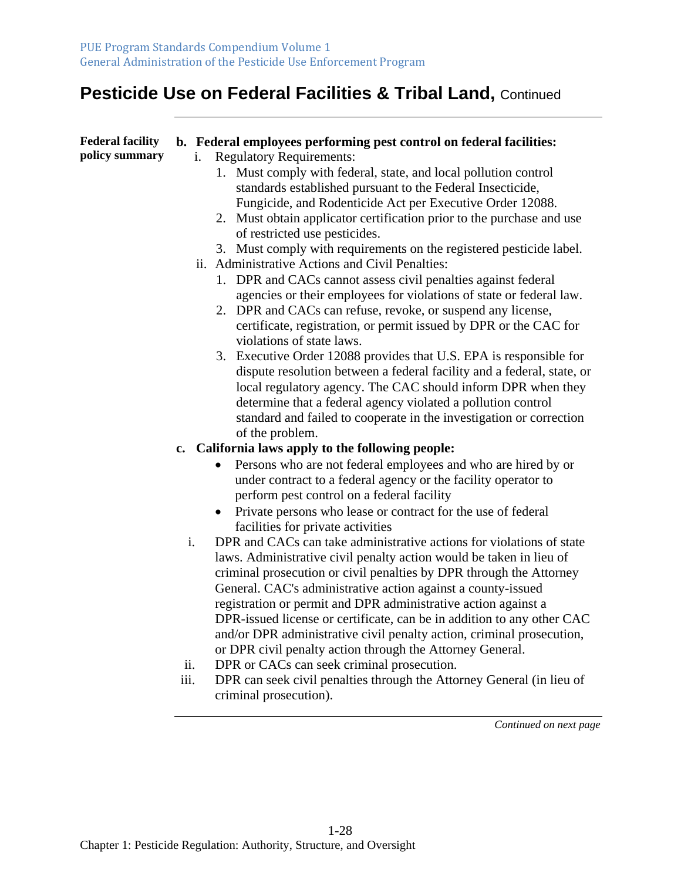# Pesticide Use on Federal Facilities & Tribal Land, Continued

**Federal facility policy summary**

**b. Federal employees performing pest control on federal facilities:**

i. Regulatory Requirements:

1. Must comply with federal, state, and local pollution control standards established pursuant to the Federal Insecticide, Fungicide, and Rodenticide Act per Executive Order 12088.
2. Must obtain applicator certification prior to the purchase and use of restricted use pesticides.
3. Must comply with requirements on the registered pesticide label.

ii. Administrative Actions and Civil Penalties:

1. DPR and CACs cannot assess civil penalties against federal agencies or their employees for violations of state or federal law.
2. DPR and CACs can refuse, revoke, or suspend any license, certificate, registration, or permit issued by DPR or the CAC for violations of state laws.
3. Executive Order 12088 provides that U.S. EPA is responsible for dispute resolution between a federal facility and a federal, state, or local regulatory agency. The CAC should inform DPR when they determine that a federal agency violated a pollution control standard and failed to cooperate in the investigation or correction of the problem.

**c. California laws apply to the following people:**

- Persons who are not federal employees and who are hired by or under contract to a federal agency or the facility operator to perform pest control on a federal facility
- Private persons who lease or contract for the use of federal facilities for private activities

i. DPR and CACs can take administrative actions for violations of state laws. Administrative civil penalty action would be taken in lieu of criminal prosecution or civil penalties by DPR through the Attorney General. CAC's administrative action against a county-issued registration or permit and DPR administrative action against a DPR-issued license or certificate, can be in addition to any other CAC and/or DPR administrative civil penalty action, criminal prosecution, or DPR civil penalty action through the Attorney General.

ii. DPR or CACs can seek criminal prosecution.

iii. DPR can seek civil penalties through the Attorney General (in lieu of criminal prosecution).

*Continued on next page*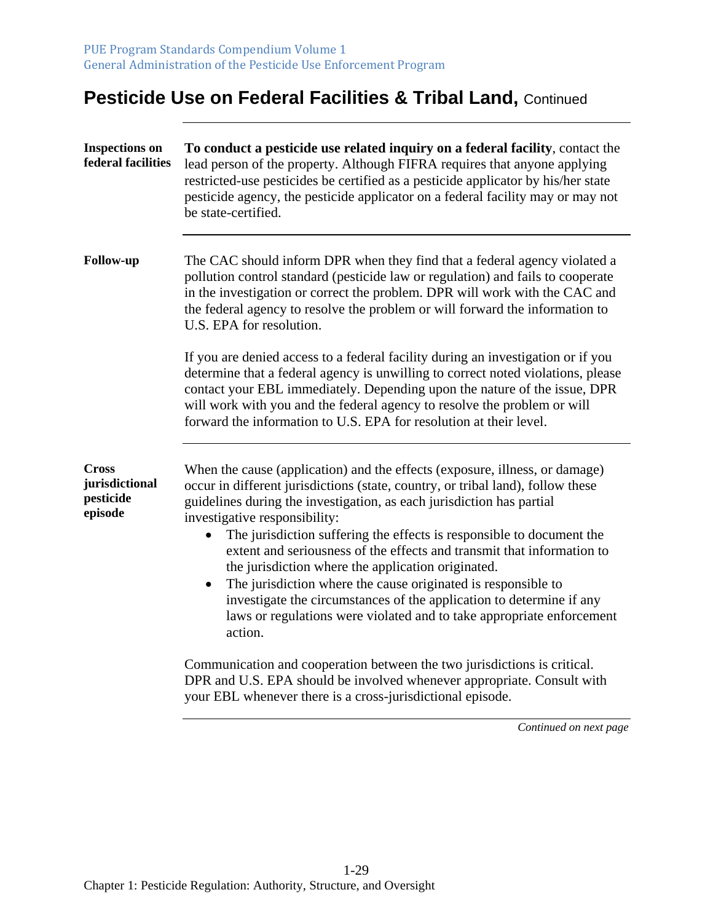# Pesticide Use on Federal Facilities & Tribal Land, Continued

**Inspections on federal facilities**

**To conduct a pesticide use related inquiry on a federal facility**, contact the lead person of the property. Although FIFRA requires that anyone applying restricted-use pesticides be certified as a pesticide applicator by his/her state pesticide agency, the pesticide applicator on a federal facility may or may not be state-certified.

**Follow-up**

The CAC should inform DPR when they find that a federal agency violated a pollution control standard (pesticide law or regulation) and fails to cooperate in the investigation or correct the problem. DPR will work with the CAC and the federal agency to resolve the problem or will forward the information to U.S. EPA for resolution.

If you are denied access to a federal facility during an investigation or if you determine that a federal agency is unwilling to correct noted violations, please contact your EBL immediately. Depending upon the nature of the issue, DPR will work with you and the federal agency to resolve the problem or will forward the information to U.S. EPA for resolution at their level.

**Cross jurisdictional pesticide episode**

When the cause (application) and the effects (exposure, illness, or damage) occur in different jurisdictions (state, country, or tribal land), follow these guidelines during the investigation, as each jurisdiction has partial investigative responsibility:

- The jurisdiction suffering the effects is responsible to document the extent and seriousness of the effects and transmit that information to the jurisdiction where the application originated.
- The jurisdiction where the cause originated is responsible to investigate the circumstances of the application to determine if any laws or regulations were violated and to take appropriate enforcement action.

Communication and cooperation between the two jurisdictions is critical. DPR and U.S. EPA should be involved whenever appropriate. Consult with your EBL whenever there is a cross-jurisdictional episode.

*Continued on next page*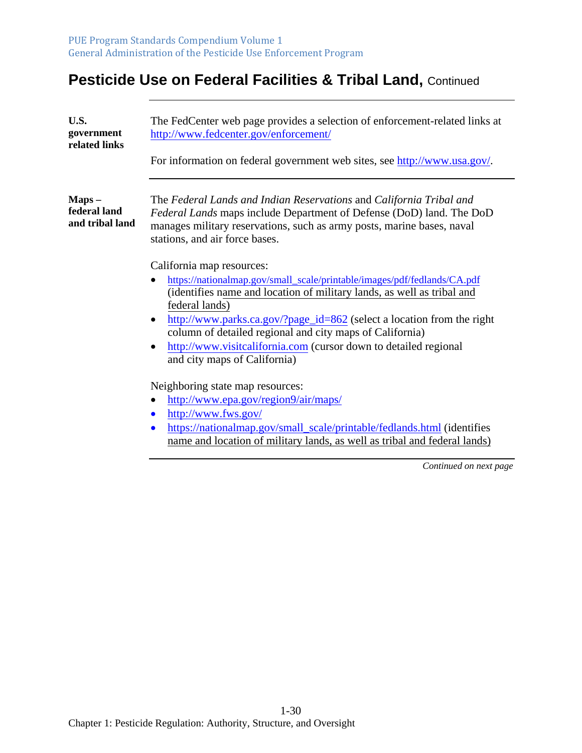# Pesticide Use on Federal Facilities & Tribal Land, Continued

**U.S. government related links**

The FedCenter web page provides a selection of enforcement-related links at http://www.fedcenter.gov/enforcement/

For information on federal government web sites, see http://www.usa.gov/.

**Maps – federal land and tribal land**

The *Federal Lands and Indian Reservations* and *California Tribal and Federal Lands* maps include Department of Defense (DoD) land. The DoD manages military reservations, such as army posts, marine bases, naval stations, and air force bases.

California map resources:

- https://nationalmap.gov/small_scale/printable/images/pdf/fedlands/CA.pdf (identifies name and location of military lands, as well as tribal and federal lands)
- http://www.parks.ca.gov/?page_id=862 (select a location from the right column of detailed regional and city maps of California)
- http://www.visitcalifornia.com (cursor down to detailed regional and city maps of California)

Neighboring state map resources:

- http://www.epa.gov/region9/air/maps/
- http://www.fws.gov/
- https://nationalmap.gov/small_scale/printable/fedlands.html (identifies name and location of military lands, as well as tribal and federal lands)

*Continued on next page*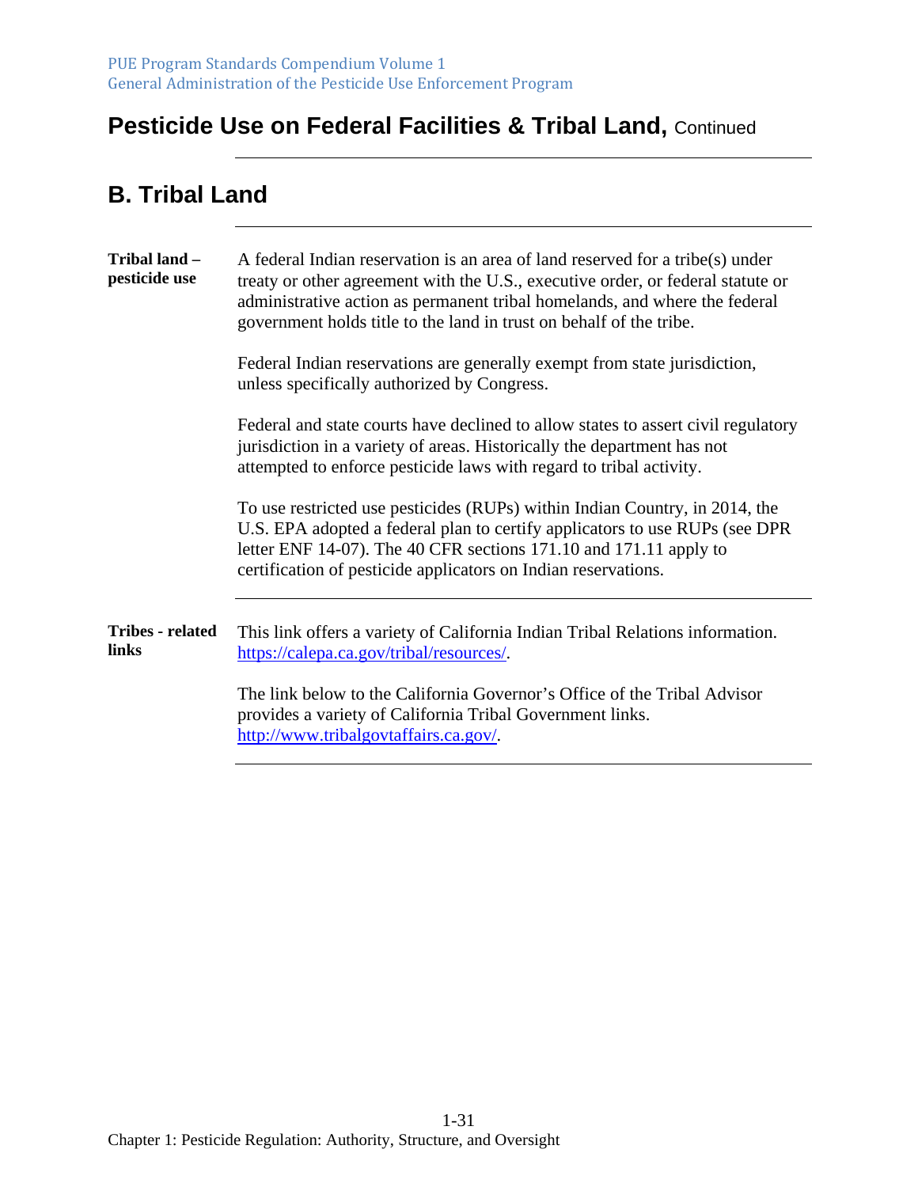# Pesticide Use on Federal Facilities & Tribal Land, Continued

## B. Tribal Land

**Tribal land – pesticide use**

A federal Indian reservation is an area of land reserved for a tribe(s) under treaty or other agreement with the U.S., executive order, or federal statute or administrative action as permanent tribal homelands, and where the federal government holds title to the land in trust on behalf of the tribe.

Federal Indian reservations are generally exempt from state jurisdiction, unless specifically authorized by Congress.

Federal and state courts have declined to allow states to assert civil regulatory jurisdiction in a variety of areas. Historically the department has not attempted to enforce pesticide laws with regard to tribal activity.

To use restricted use pesticides (RUPs) within Indian Country, in 2014, the U.S. EPA adopted a federal plan to certify applicators to use RUPs (see DPR letter ENF 14-07). The 40 CFR sections 171.10 and 171.11 apply to certification of pesticide applicators on Indian reservations.

**Tribes - related links**

This link offers a variety of California Indian Tribal Relations information. https://calepa.ca.gov/tribal/resources/.

The link below to the California Governor's Office of the Tribal Advisor provides a variety of California Tribal Government links. http://www.tribalgovtaffairs.ca.gov/.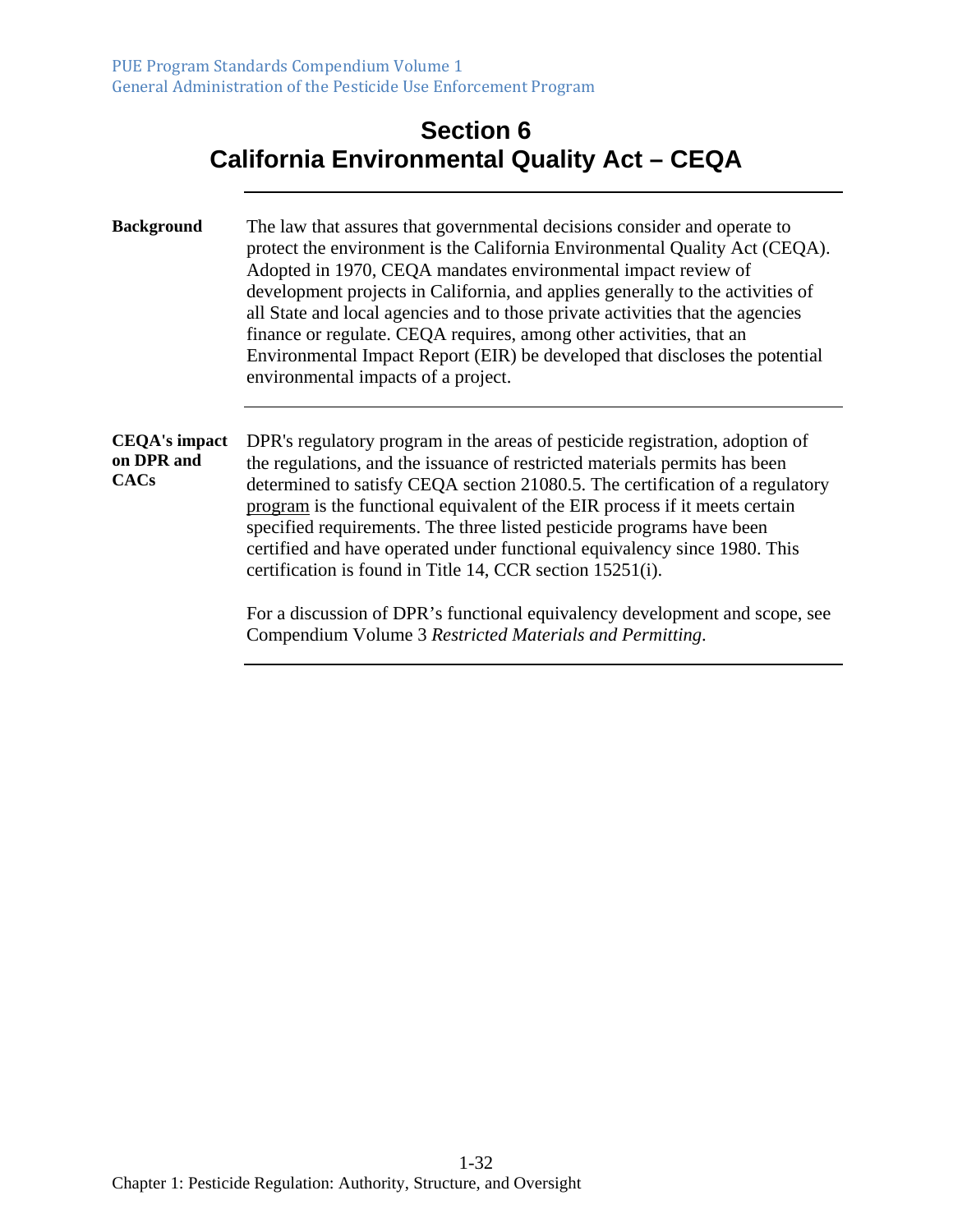# Section 6
# California Environmental Quality Act – CEQA

**Background**

The law that assures that governmental decisions consider and operate to protect the environment is the California Environmental Quality Act (CEQA). Adopted in 1970, CEQA mandates environmental impact review of development projects in California, and applies generally to the activities of all State and local agencies and to those private activities that the agencies finance or regulate. CEQA requires, among other activities, that an Environmental Impact Report (EIR) be developed that discloses the potential environmental impacts of a project.

**CEQA's impact on DPR and CACs**

DPR's regulatory program in the areas of pesticide registration, adoption of the regulations, and the issuance of restricted materials permits has been determined to satisfy CEQA section 21080.5. The certification of a regulatory program is the functional equivalent of the EIR process if it meets certain specified requirements. The three listed pesticide programs have been certified and have operated under functional equivalency since 1980. This certification is found in Title 14, CCR section 15251(i).

For a discussion of DPR's functional equivalency development and scope, see Compendium Volume 3 *Restricted Materials and Permitting*.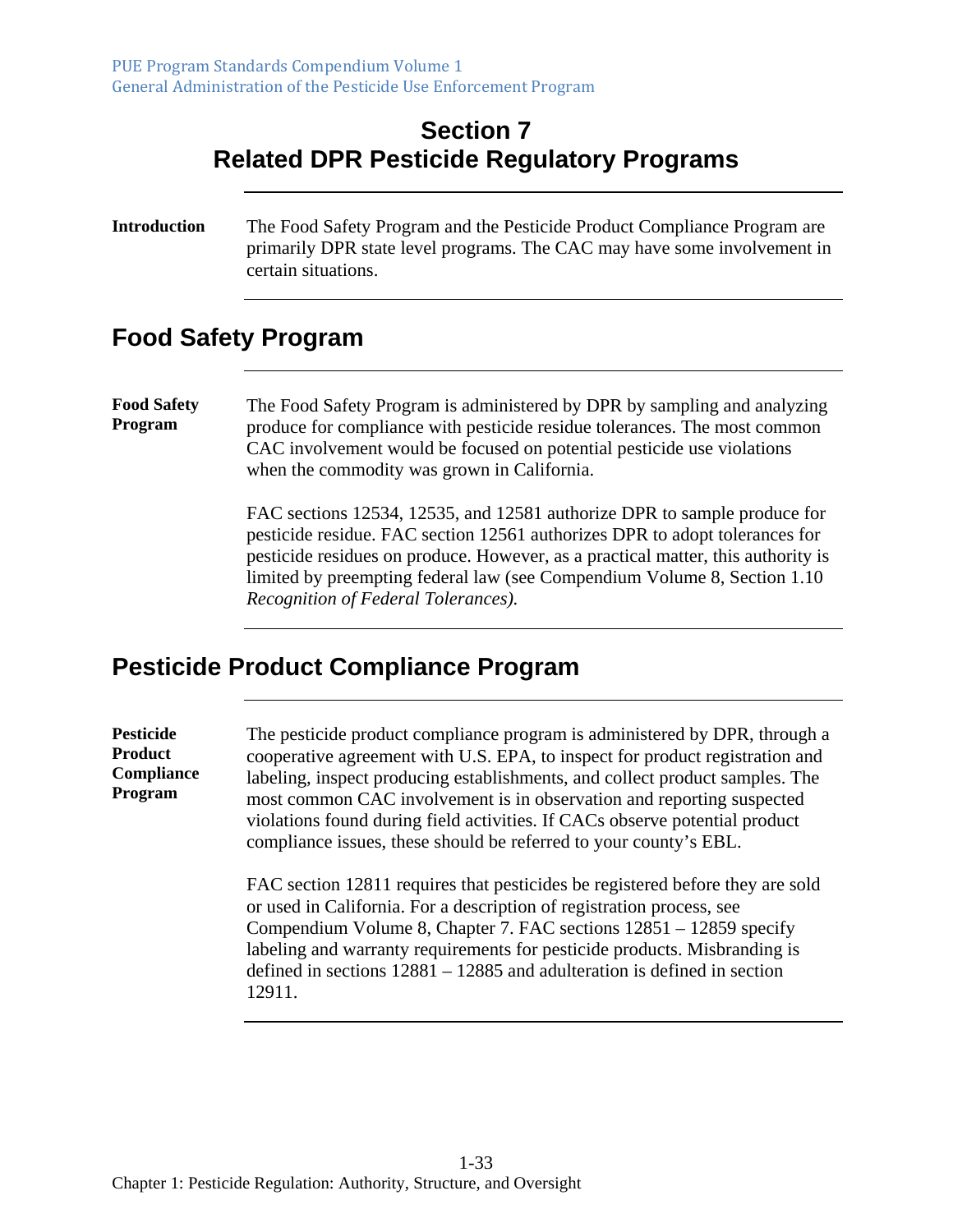# Section 7
# Related DPR Pesticide Regulatory Programs

**Introduction**

The Food Safety Program and the Pesticide Product Compliance Program are primarily DPR state level programs. The CAC may have some involvement in certain situations.

## Food Safety Program

**Food Safety Program**

The Food Safety Program is administered by DPR by sampling and analyzing produce for compliance with pesticide residue tolerances. The most common CAC involvement would be focused on potential pesticide use violations when the commodity was grown in California.

FAC sections 12534, 12535, and 12581 authorize DPR to sample produce for pesticide residue. FAC section 12561 authorizes DPR to adopt tolerances for pesticide residues on produce. However, as a practical matter, this authority is limited by preempting federal law (see Compendium Volume 8, Section 1.10 *Recognition of Federal Tolerances).*

## Pesticide Product Compliance Program

**Pesticide Product Compliance Program**

The pesticide product compliance program is administered by DPR, through a cooperative agreement with U.S. EPA, to inspect for product registration and labeling, inspect producing establishments, and collect product samples. The most common CAC involvement is in observation and reporting suspected violations found during field activities. If CACs observe potential product compliance issues, these should be referred to your county's EBL.

FAC section 12811 requires that pesticides be registered before they are sold or used in California. For a description of registration process, see Compendium Volume 8, Chapter 7. FAC sections 12851 – 12859 specify labeling and warranty requirements for pesticide products. Misbranding is defined in sections 12881 – 12885 and adulteration is defined in section 12911.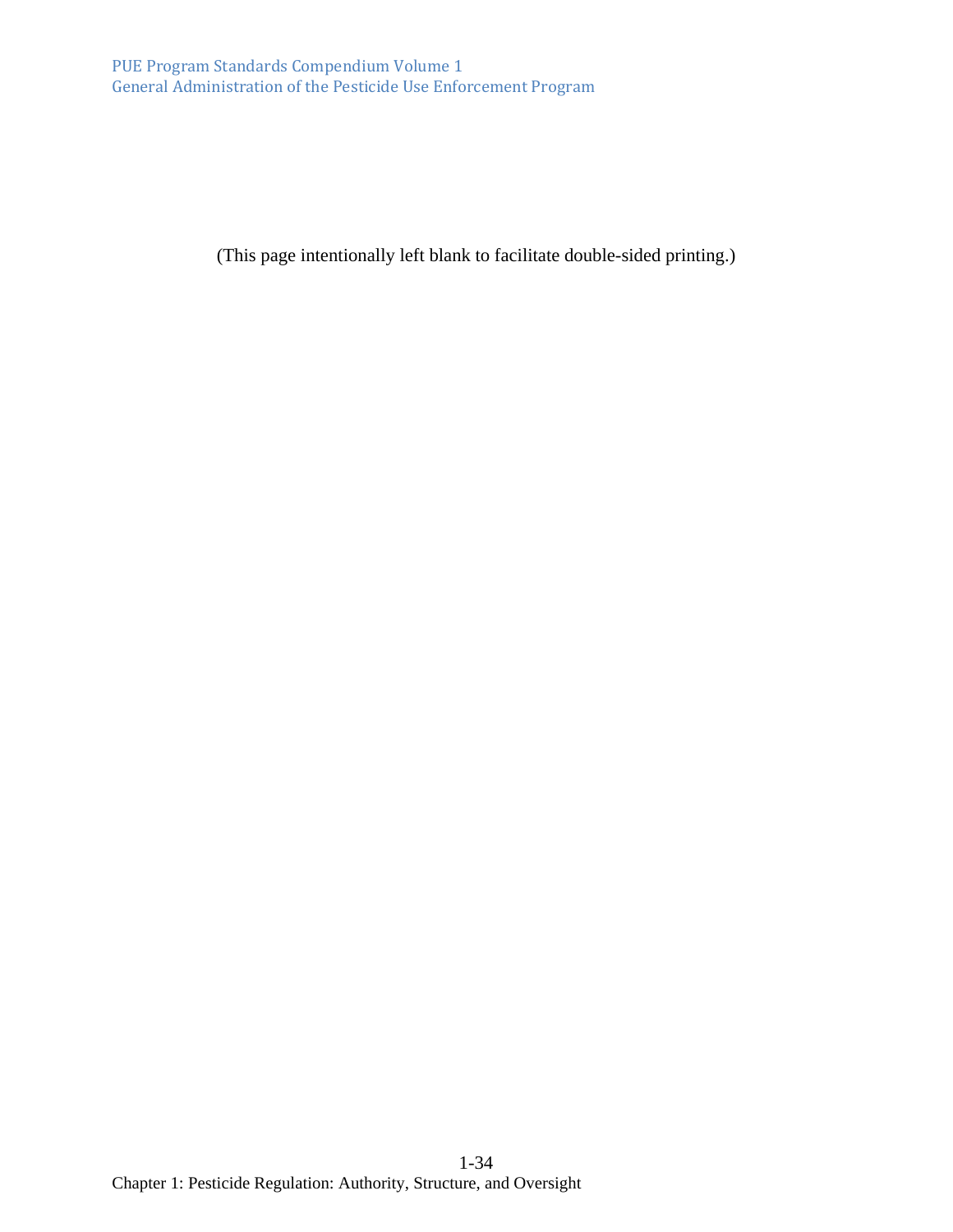(This page intentionally left blank to facilitate double-sided printing.)